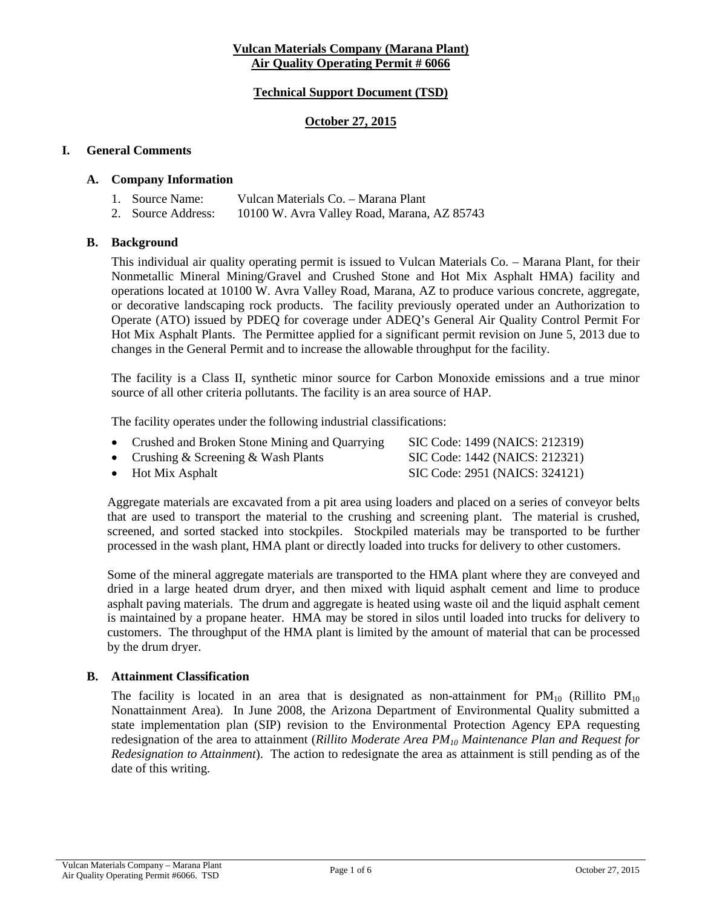**Vulcan Materials Company (Marana Plant)**
**Air Quality Operating Permit # 6066**

**Technical Support Document (TSD)**

**October 27, 2015**

# I. General Comments

## A. Company Information

1. Source Name: Vulcan Materials Co. – Marana Plant
2. Source Address: 10100 W. Avra Valley Road, Marana, AZ 85743

## B. Background

This individual air quality operating permit is issued to Vulcan Materials Co. – Marana Plant, for their Nonmetallic Mineral Mining/Gravel and Crushed Stone and Hot Mix Asphalt HMA) facility and operations located at 10100 W. Avra Valley Road, Marana, AZ to produce various concrete, aggregate, or decorative landscaping rock products. The facility previously operated under an Authorization to Operate (ATO) issued by PDEQ for coverage under ADEQ's General Air Quality Control Permit For Hot Mix Asphalt Plants. The Permittee applied for a significant permit revision on June 5, 2013 due to changes in the General Permit and to increase the allowable throughput for the facility.

The facility is a Class II, synthetic minor source for Carbon Monoxide emissions and a true minor source of all other criteria pollutants. The facility is an area source of HAP.

The facility operates under the following industrial classifications:

- Crushed and Broken Stone Mining and Quarrying SIC Code: 1499 (NAICS: 212319)
- Crushing & Screening & Wash Plants SIC Code: 1442 (NAICS: 212321)
- Hot Mix Asphalt SIC Code: 2951 (NAICS: 324121)

Aggregate materials are excavated from a pit area using loaders and placed on a series of conveyor belts that are used to transport the material to the crushing and screening plant. The material is crushed, screened, and sorted stacked into stockpiles. Stockpiled materials may be transported to be further processed in the wash plant, HMA plant or directly loaded into trucks for delivery to other customers.

Some of the mineral aggregate materials are transported to the HMA plant where they are conveyed and dried in a large heated drum dryer, and then mixed with liquid asphalt cement and lime to produce asphalt paving materials. The drum and aggregate is heated using waste oil and the liquid asphalt cement is maintained by a propane heater. HMA may be stored in silos until loaded into trucks for delivery to customers. The throughput of the HMA plant is limited by the amount of material that can be processed by the drum dryer.

## B. Attainment Classification

The facility is located in an area that is designated as non-attainment for $PM_{10}$ (Rillito $PM_{10}$ Nonattainment Area). In June 2008, the Arizona Department of Environmental Quality submitted a state implementation plan (SIP) revision to the Environmental Protection Agency EPA requesting redesignation of the area to attainment (*Rillito Moderate Area $PM_{10}$ Maintenance Plan and Request for Redesignation to Attainment*). The action to redesignate the area as attainment is still pending as of the date of this writing.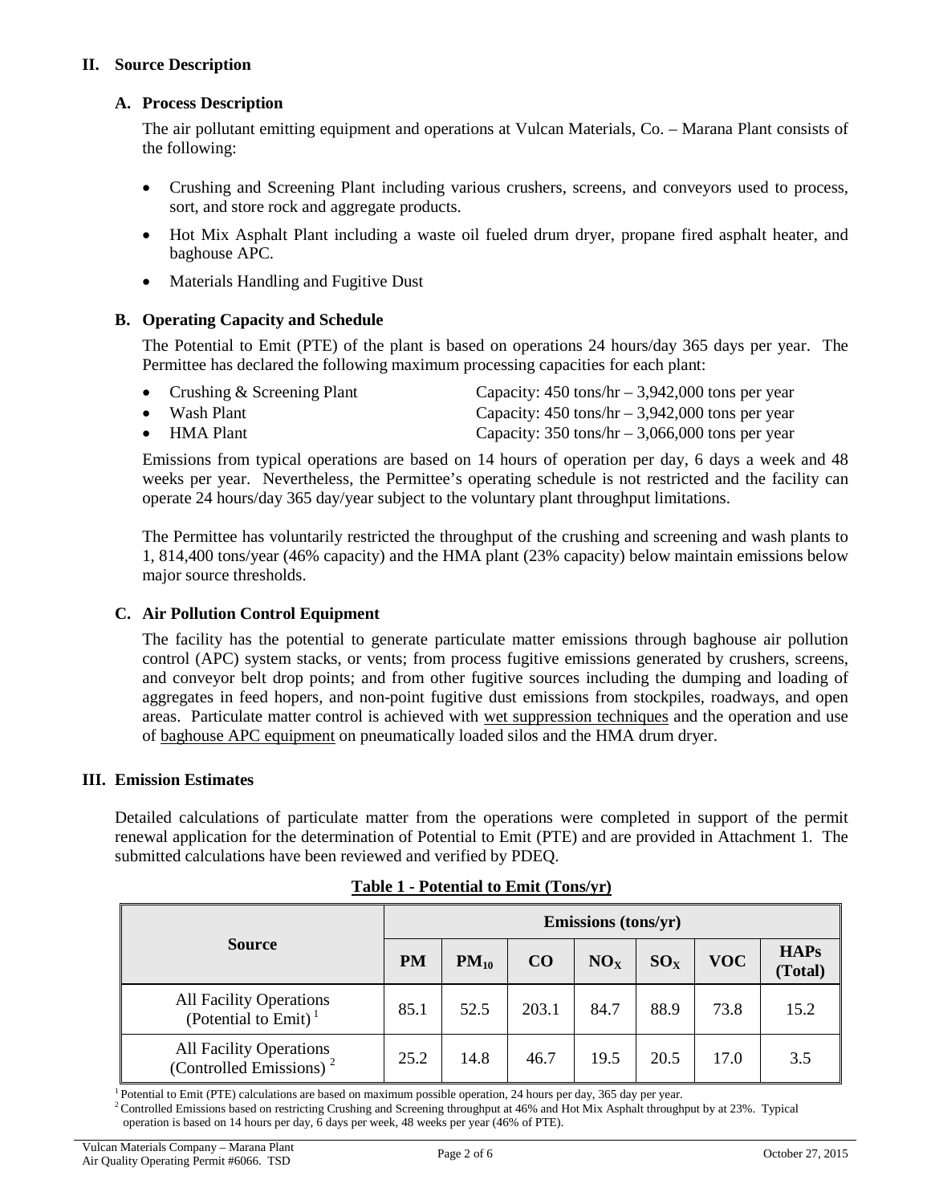## II. Source Description

### A. Process Description

The air pollutant emitting equipment and operations at Vulcan Materials, Co. – Marana Plant consists of the following:

- Crushing and Screening Plant including various crushers, screens, and conveyors used to process, sort, and store rock and aggregate products.
- Hot Mix Asphalt Plant including a waste oil fueled drum dryer, propane fired asphalt heater, and baghouse APC.
- Materials Handling and Fugitive Dust

### B. Operating Capacity and Schedule

The Potential to Emit (PTE) of the plant is based on operations 24 hours/day 365 days per year. The Permittee has declared the following maximum processing capacities for each plant:

- Crushing & Screening Plant — Capacity: 450 tons/hr – 3,942,000 tons per year
- Wash Plant — Capacity: 450 tons/hr – 3,942,000 tons per year
- HMA Plant — Capacity: 350 tons/hr – 3,066,000 tons per year

Emissions from typical operations are based on 14 hours of operation per day, 6 days a week and 48 weeks per year. Nevertheless, the Permittee's operating schedule is not restricted and the facility can operate 24 hours/day 365 day/year subject to the voluntary plant throughput limitations.

The Permittee has voluntarily restricted the throughput of the crushing and screening and wash plants to 1, 814,400 tons/year (46% capacity) and the HMA plant (23% capacity) below maintain emissions below major source thresholds.

### C. Air Pollution Control Equipment

The facility has the potential to generate particulate matter emissions through baghouse air pollution control (APC) system stacks, or vents; from process fugitive emissions generated by crushers, screens, and conveyor belt drop points; and from other fugitive sources including the dumping and loading of aggregates in feed hopers, and non-point fugitive dust emissions from stockpiles, roadways, and open areas. Particulate matter control is achieved with wet suppression techniques and the operation and use of baghouse APC equipment on pneumatically loaded silos and the HMA drum dryer.

## III. Emission Estimates

Detailed calculations of particulate matter from the operations were completed in support of the permit renewal application for the determination of Potential to Emit (PTE) and are provided in Attachment 1. The submitted calculations have been reviewed and verified by PDEQ.

**Table 1 - Potential to Emit (Tons/yr)**

| Source | Emissions (tons/yr) | | | | | | |
|---|---|---|---|---|---|---|---|
| | PM | $PM_{10}$ | CO | $NO_X$ | $SO_X$ | VOC | HAPs (Total) |
| All Facility Operations (Potential to Emit) [1] | 85.1 | 52.5 | 203.1 | 84.7 | 88.9 | 73.8 | 15.2 |
| All Facility Operations (Controlled Emissions) [2] | 25.2 | 14.8 | 46.7 | 19.5 | 20.5 | 17.0 | 3.5 |

[1] Potential to Emit (PTE) calculations are based on maximum possible operation, 24 hours per day, 365 day per year.
[2] Controlled Emissions based on restricting Crushing and Screening throughput at 46% and Hot Mix Asphalt throughput by at 23%. Typical operation is based on 14 hours per day, 6 days per week, 48 weeks per year (46% of PTE).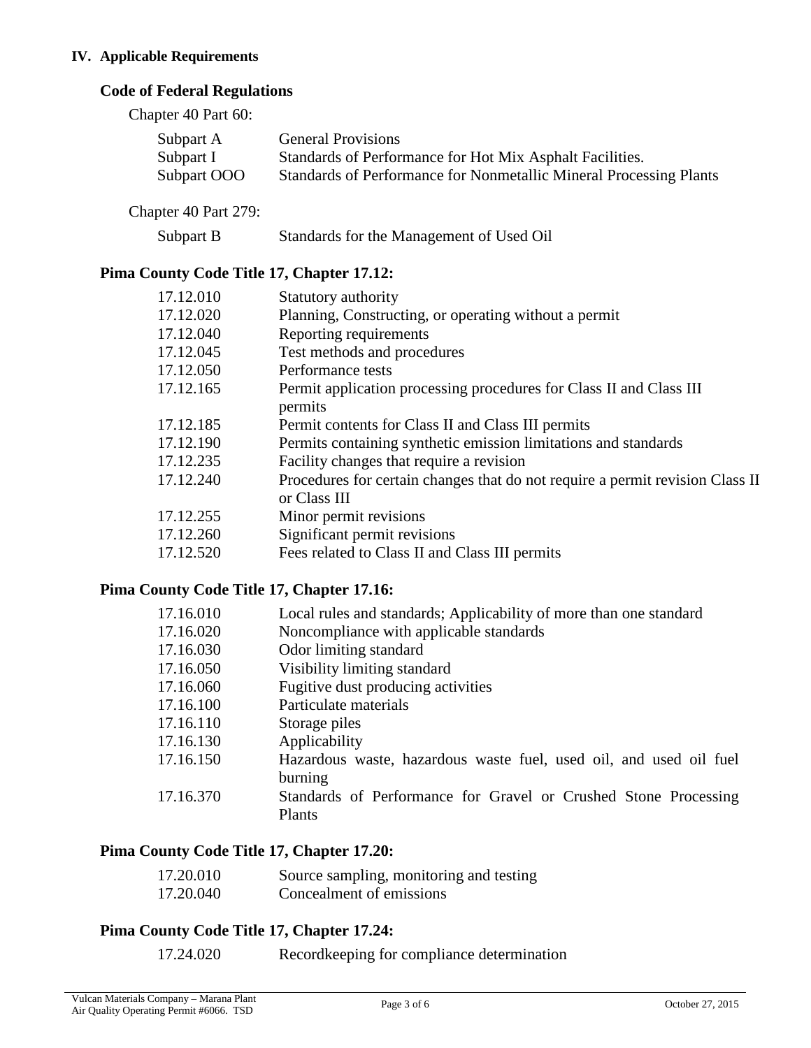## IV. Applicable Requirements

### Code of Federal Regulations

Chapter 40 Part 60:

| | |
|---|---|
| Subpart A | General Provisions |
| Subpart I | Standards of Performance for Hot Mix Asphalt Facilities. |
| Subpart OOO | Standards of Performance for Nonmetallic Mineral Processing Plants |

Chapter 40 Part 279:

| | |
|---|---|
| Subpart B | Standards for the Management of Used Oil |

### Pima County Code Title 17, Chapter 17.12:

| | |
|---|---|
| 17.12.010 | Statutory authority |
| 17.12.020 | Planning, Constructing, or operating without a permit |
| 17.12.040 | Reporting requirements |
| 17.12.045 | Test methods and procedures |
| 17.12.050 | Performance tests |
| 17.12.165 | Permit application processing procedures for Class II and Class III permits |
| 17.12.185 | Permit contents for Class II and Class III permits |
| 17.12.190 | Permits containing synthetic emission limitations and standards |
| 17.12.235 | Facility changes that require a revision |
| 17.12.240 | Procedures for certain changes that do not require a permit revision Class II or Class III |
| 17.12.255 | Minor permit revisions |
| 17.12.260 | Significant permit revisions |
| 17.12.520 | Fees related to Class II and Class III permits |

### Pima County Code Title 17, Chapter 17.16:

| | |
|---|---|
| 17.16.010 | Local rules and standards; Applicability of more than one standard |
| 17.16.020 | Noncompliance with applicable standards |
| 17.16.030 | Odor limiting standard |
| 17.16.050 | Visibility limiting standard |
| 17.16.060 | Fugitive dust producing activities |
| 17.16.100 | Particulate materials |
| 17.16.110 | Storage piles |
| 17.16.130 | Applicability |
| 17.16.150 | Hazardous waste, hazardous waste fuel, used oil, and used oil fuel burning |
| 17.16.370 | Standards of Performance for Gravel or Crushed Stone Processing Plants |

### Pima County Code Title 17, Chapter 17.20:

| | |
|---|---|
| 17.20.010 | Source sampling, monitoring and testing |
| 17.20.040 | Concealment of emissions |

### Pima County Code Title 17, Chapter 17.24:

| | |
|---|---|
| 17.24.020 | Recordkeeping for compliance determination |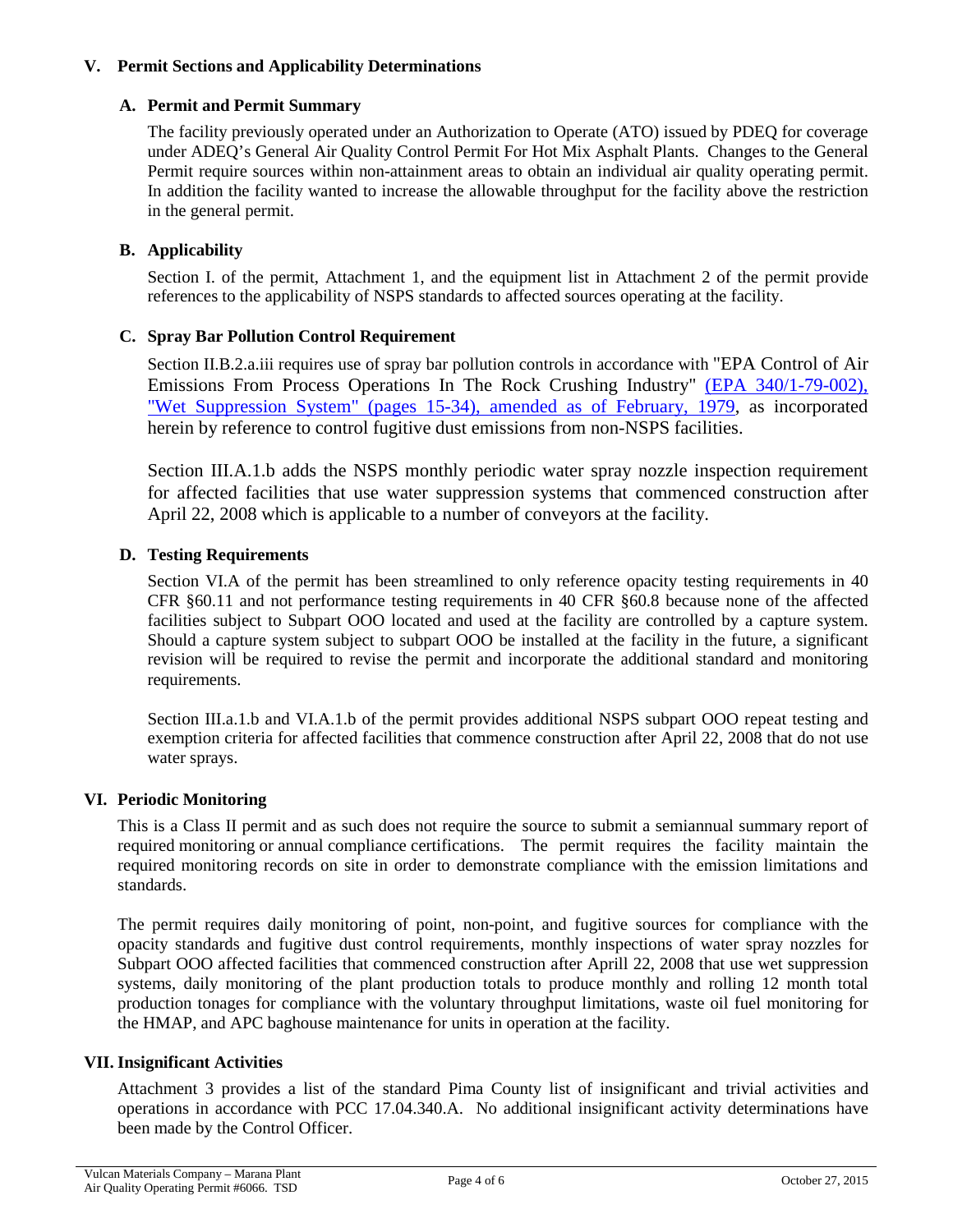## V. Permit Sections and Applicability Determinations

### A. Permit and Permit Summary

The facility previously operated under an Authorization to Operate (ATO) issued by PDEQ for coverage under ADEQ's General Air Quality Control Permit For Hot Mix Asphalt Plants. Changes to the General Permit require sources within non-attainment areas to obtain an individual air quality operating permit. In addition the facility wanted to increase the allowable throughput for the facility above the restriction in the general permit.

### B. Applicability

Section I. of the permit, Attachment 1, and the equipment list in Attachment 2 of the permit provide references to the applicability of NSPS standards to affected sources operating at the facility.

### C. Spray Bar Pollution Control Requirement

Section II.B.2.a.iii requires use of spray bar pollution controls in accordance with "EPA Control of Air Emissions From Process Operations In The Rock Crushing Industry" (EPA 340/1-79-002), "Wet Suppression System" (pages 15-34), amended as of February, 1979, as incorporated herein by reference to control fugitive dust emissions from non-NSPS facilities.

Section III.A.1.b adds the NSPS monthly periodic water spray nozzle inspection requirement for affected facilities that use water suppression systems that commenced construction after April 22, 2008 which is applicable to a number of conveyors at the facility.

### D. Testing Requirements

Section VI.A of the permit has been streamlined to only reference opacity testing requirements in 40 CFR §60.11 and not performance testing requirements in 40 CFR §60.8 because none of the affected facilities subject to Subpart OOO located and used at the facility are controlled by a capture system. Should a capture system subject to subpart OOO be installed at the facility in the future, a significant revision will be required to revise the permit and incorporate the additional standard and monitoring requirements.

Section III.a.1.b and VI.A.1.b of the permit provides additional NSPS subpart OOO repeat testing and exemption criteria for affected facilities that commence construction after April 22, 2008 that do not use water sprays.

## VI. Periodic Monitoring

This is a Class II permit and as such does not require the source to submit a semiannual summary report of required monitoring or annual compliance certifications. The permit requires the facility maintain the required monitoring records on site in order to demonstrate compliance with the emission limitations and standards.

The permit requires daily monitoring of point, non-point, and fugitive sources for compliance with the opacity standards and fugitive dust control requirements, monthly inspections of water spray nozzles for Subpart OOO affected facilities that commenced construction after Aprill 22, 2008 that use wet suppression systems, daily monitoring of the plant production totals to produce monthly and rolling 12 month total production tonages for compliance with the voluntary throughput limitations, waste oil fuel monitoring for the HMAP, and APC baghouse maintenance for units in operation at the facility.

## VII. Insignificant Activities

Attachment 3 provides a list of the standard Pima County list of insignificant and trivial activities and operations in accordance with PCC 17.04.340.A. No additional insignificant activity determinations have been made by the Control Officer.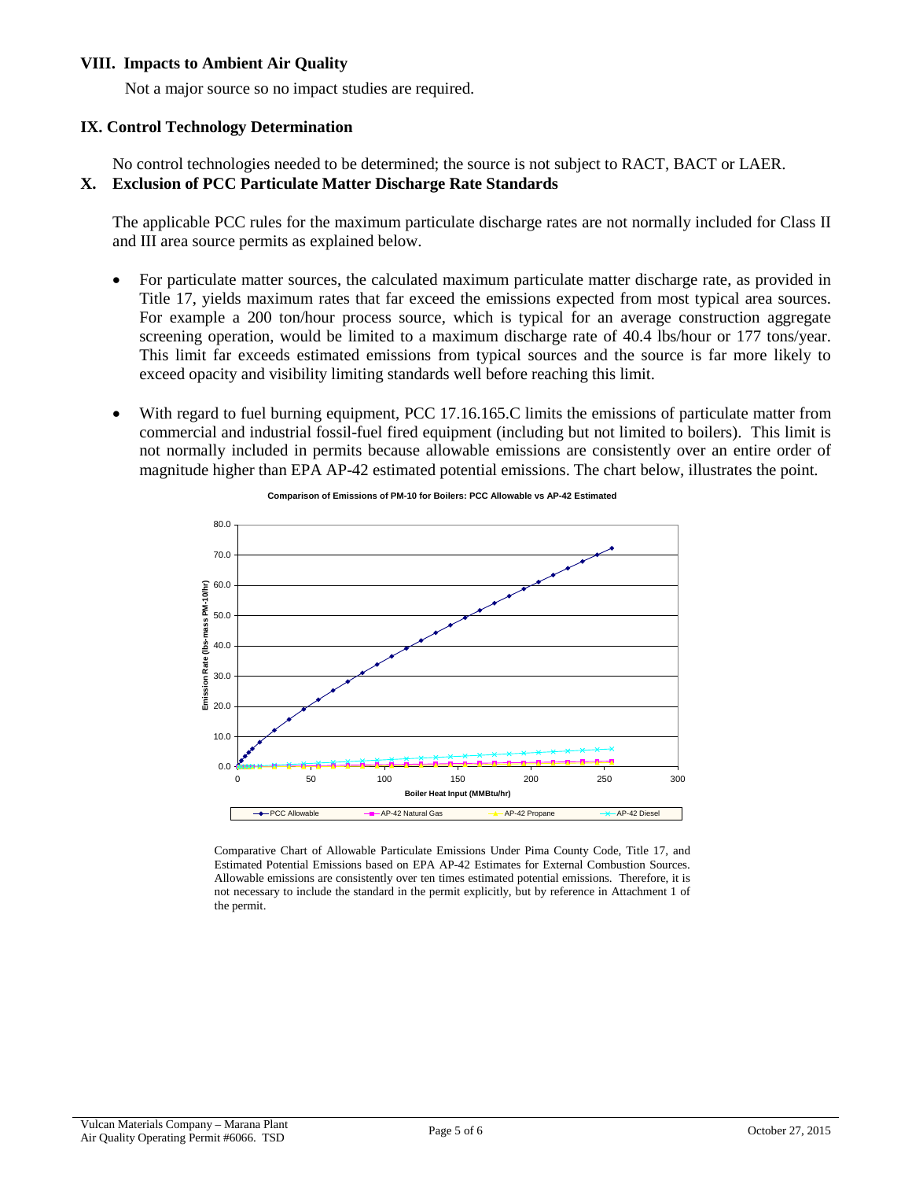## VIII. Impacts to Ambient Air Quality

Not a major source so no impact studies are required.

## IX. Control Technology Determination

No control technologies needed to be determined; the source is not subject to RACT, BACT or LAER.

## X. Exclusion of PCC Particulate Matter Discharge Rate Standards

The applicable PCC rules for the maximum particulate discharge rates are not normally included for Class II and III area source permits as explained below.

- For particulate matter sources, the calculated maximum particulate matter discharge rate, as provided in Title 17, yields maximum rates that far exceed the emissions expected from most typical area sources. For example a 200 ton/hour process source, which is typical for an average construction aggregate screening operation, would be limited to a maximum discharge rate of 40.4 lbs/hour or 177 tons/year. This limit far exceeds estimated emissions from typical sources and the source is far more likely to exceed opacity and visibility limiting standards well before reaching this limit.

- With regard to fuel burning equipment, PCC 17.16.165.C limits the emissions of particulate matter from commercial and industrial fossil-fuel fired equipment (including but not limited to boilers). This limit is not normally included in permits because allowable emissions are consistently over an entire order of magnitude higher than EPA AP-42 estimated potential emissions. The chart below, illustrates the point.

**Comparison of Emissions of PM-10 for Boilers: PCC Allowable vs AP-42 Estimated**

Comparative Chart of Allowable Particulate Emissions Under Pima County Code, Title 17, and Estimated Potential Emissions based on EPA AP-42 Estimates for External Combustion Sources. Allowable emissions are consistently over ten times estimated potential emissions. Therefore, it is not necessary to include the standard in the permit explicitly, but by reference in Attachment 1 of the permit.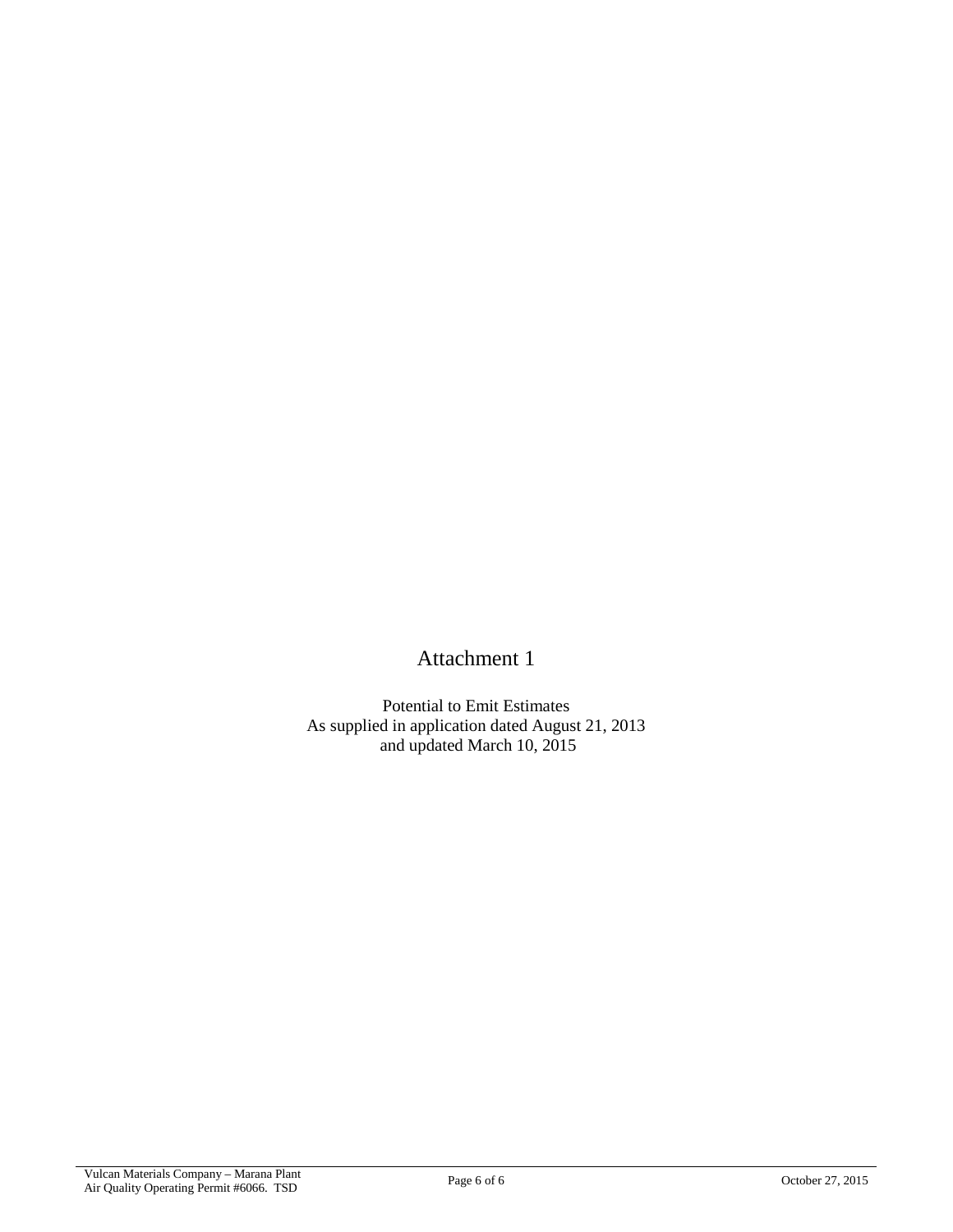# Attachment 1

Potential to Emit Estimates
As supplied in application dated August 21, 2013
and updated March 10, 2015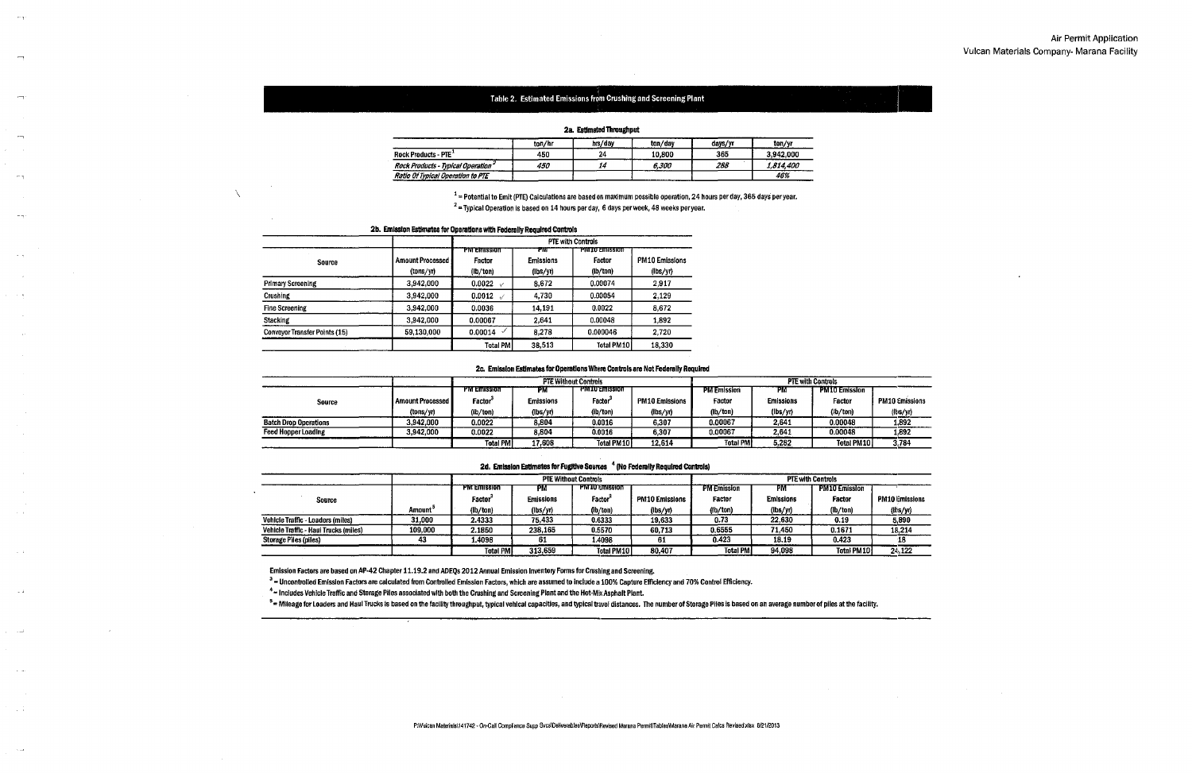## Table 2. Estimated Emissions from Crushing and Screening Plant

### 2a. Estimated Throughput

| | ton/hr | hrs/day | ton/day | days/yr | ton/yr |
|---|---|---|---|---|---|
| Rock Products - PTE[1] | 450 | 24 | 10,800 | 365 | 3,942,000 |
| *Rock Products - Typical Operation*[2] | *450* | *14* | *6,300* | *288* | *1,814,400* |
| *Ratio Of Typical Operation to PTE* | | | | | *46%* |

[1] = Potential to Emit (PTE) Calculations are based on maximum possible operation, 24 hours per day, 365 days per year.
[2] = Typical Operation is based on 14 hours per day, 6 days per week, 48 weeks per year.

### 2b. Emission Estimates for Operations with Federally Required Controls

| | | PTE with Controls | | | |
|---|---|---|---|---|---|
| Source | Amount Processed (tons/yr) | PM Emission Factor (lb/ton) | PM Emissions (lbs/yr) | PM10 Emission Factor (lb/ton) | PM10 Emissions (lbs/yr) |
| Primary Screening | 3,942,000 | 0.0022 | 8,672 | 0.00074 | 2,917 |
| Crushing | 3,942,000 | 0.0012 | 4,730 | 0.00054 | 2,129 |
| Fine Screening | 3,942,000 | 0.0036 | 14,191 | 0.0022 | 8,672 |
| Stacking | 3,942,000 | 0.00067 | 2,641 | 0.00048 | 1,892 |
| Conveyor Transfer Points (15) | 59,130,000 | 0.00014 | 8,278 | 0.000046 | 2,720 |
| | | Total PM | 38,513 | Total PM10 | 18,330 |

### 2c. Emission Estimates for Operations Where Controls are Not Federally Required

| | | PTE Without Controls | | | | PTE with Controls | | | |
|---|---|---|---|---|---|---|---|---|---|
| Source | Amount Processed (tons/yr) | PM Emission Factor[3] (lb/ton) | PM Emissions (lbs/yr) | PM10 Emission Factor[3] (lb/ton) | PM10 Emissions (lbs/yr) | PM Emission Factor (lb/ton) | PM Emissions (lbs/yr) | PM10 Emission Factor (lb/ton) | PM10 Emissions (lbs/yr) |
| Batch Drop Operations | 3,942,000 | 0.0022 | 8,804 | 0.0016 | 6,307 | 0.00067 | 2,641 | 0.00048 | 1,892 |
| Feed Hopper Loading | 3,942,000 | 0.0022 | 8,804 | 0.0016 | 6,307 | 0.00067 | 2,641 | 0.00048 | 1,892 |
| | | Total PM | 17,608 | Total PM10 | 12,614 | Total PM | 5,282 | Total PM10 | 3,784 |

### 2d. Emission Estimates for Fugitive Sources [4] (No Federally Required Controls)

| | | PTE Without Controls | | | | PTE with Controls | | | |
|---|---|---|---|---|---|---|---|---|---|
| Source | Amount[5] | PM Emission Factor[3] (lb/ton) | PM Emissions (lbs/yr) | PM10 Emission Factor[3] (lb/ton) | PM10 Emissions (lbs/yr) | PM Emission Factor (lb/ton) | PM Emissions (lbs/yr) | PM10 Emission Factor (lb/ton) | PM10 Emissions (lbs/yr) |
| Vehicle Traffic - Loaders (miles) | 31,000 | 2.4333 | 75,433 | 0.6333 | 19,633 | 0.73 | 22,630 | 0.19 | 5,890 |
| Vehicle Traffic - Haul Trucks (miles) | 109,000 | 2.1850 | 238,165 | 0.5570 | 60,713 | 0.6555 | 71,450 | 0.1671 | 18,214 |
| Storage Piles (piles) | 43 | 1.4098 | 61 | 1.4098 | 61 | 0.423 | 18.19 | 0.423 | 18 |
| | | Total PM | 313,659 | Total PM10 | 80,407 | Total PM | 94,098 | Total PM10 | 24,122 |

Emission Factors are based on AP-42 Chapter 11.19.2 and ADEQs 2012 Annual Emission Inventory Forms for Crushing and Screening.

[3] = Uncontrolled Emission Factors are calculated from Controlled Emission Factors, which are assumed to include a 100% Capture Efficiency and 70% Control Efficiency.

[4] = Includes Vehicle Traffic and Storage Piles associated with both the Crushing and Screening Plant and the Hot-Mix Asphalt Plant.

[5] = Mileage for Loaders and Haul Trucks is based on the facility throughput, typical vehical capacities, and typical travel distances. The number of Storage Piles is based on an average number of piles at the facility.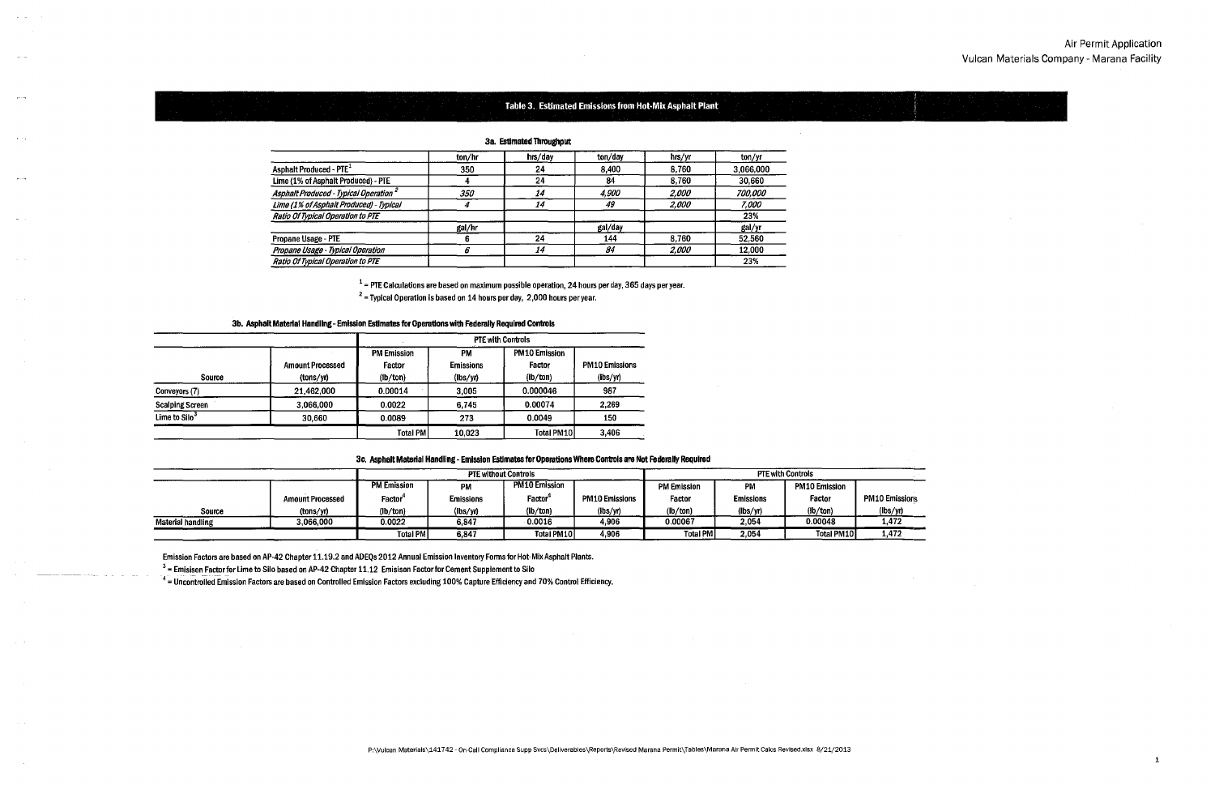# Table 3. Estimated Emissions from Hot-Mix Asphalt Plant

### 3a. Estimated Throughput

| | ton/hr | hrs/day | ton/day | hrs/yr | ton/yr |
|---|---|---|---|---|---|
| Asphalt Produced - PTE[1] | 350 | 24 | 8,400 | 8,760 | 3,066,000 |
| Lime (1% of Asphalt Produced) - PTE | 4 | 24 | 84 | 8,760 | 30,660 |
| *Asphalt Produced - Typical Operation*[2] | *350* | *14* | *4,900* | *2,000* | *700,000* |
| *Lime (1% of Asphalt Produced) - Typical* | *4* | *14* | *49* | *2,000* | *7,000* |
| *Ratio Of Typical Operation to PTE* | | | | | 23% |
| | gal/hr | | gal/day | | gal/yr |
| Propane Usage - PTE | 6 | 24 | 144 | 8,760 | 52,560 |
| *Propane Usage - Typical Operation* | *6* | *14* | *84* | *2,000* | *12,000* |
| *Ratio Of Typical Operation to PTE* | | | | | 23% |

[1] = PTE Calculations are based on maximum possible operation, 24 hours per day, 365 days per year.

[2] = Typical Operation is based on 14 hours per day, 2,000 hours per year.

### 3b. Asphalt Material Handling - Emission Estimates for Operations with Federally Required Controls

| | | PTE with Controls | | | |
|---|---|---|---|---|---|
| Source | Amount Processed (tons/yr) | PM Emission Factor (lb/ton) | PM Emissions (lbs/yr) | PM10 Emission Factor (lb/ton) | PM10 Emissions (lbs/yr) |
| Conveyors (7) | 21,462,000 | 0.00014 | 3,005 | 0.000046 | 987 |
| Scalping Screen | 3,066,000 | 0.0022 | 6,745 | 0.00074 | 2,269 |
| Lime to Silo[3] | 30,660 | 0.0089 | 273 | 0.0049 | 150 |
| | | Total PM | 10,023 | Total PM10 | 3,406 |

### 3c. Asphalt Material Handling - Emission Estimates for Operations Where Controls are Not Federally Required

| | | PTE without Controls | | | | PTE with Controls | | | |
|---|---|---|---|---|---|---|---|---|---|
| Source | Amount Processed (tons/yr) | PM Emission Factor[4] (lb/ton) | PM Emissions (lbs/yr) | PM10 Emission Factor[4] (lb/ton) | PM10 Emissions (lbs/yr) | PM Emission Factor (lb/ton) | PM Emissions (lbs/yr) | PM10 Emission Factor (lb/ton) | PM10 Emissions (lbs/yr) |
| Material handling | 3,066,000 | 0.0022 | 6,847 | 0.0016 | 4,906 | 0.00067 | 2,054 | 0.00048 | 1,472 |
| | | Total PM | 6,847 | Total PM10 | 4,906 | Total PM | 2,054 | Total PM10 | 1,472 |

Emission Factors are based on AP-42 Chapter 11.19.2 and ADEQs 2012 Annual Emission Inventory Forms for Hot-Mix Asphalt Plants.

[3] = Emisison Factor for Lime to Silo based on AP-42 Chapter 11.12 Emisison Factor for Cement Supplement to Silo

[4] = Uncontrolled Emission Factors are based on Controlled Emission Factors excluding 100% Capture Efficiency and 70% Control Efficiency.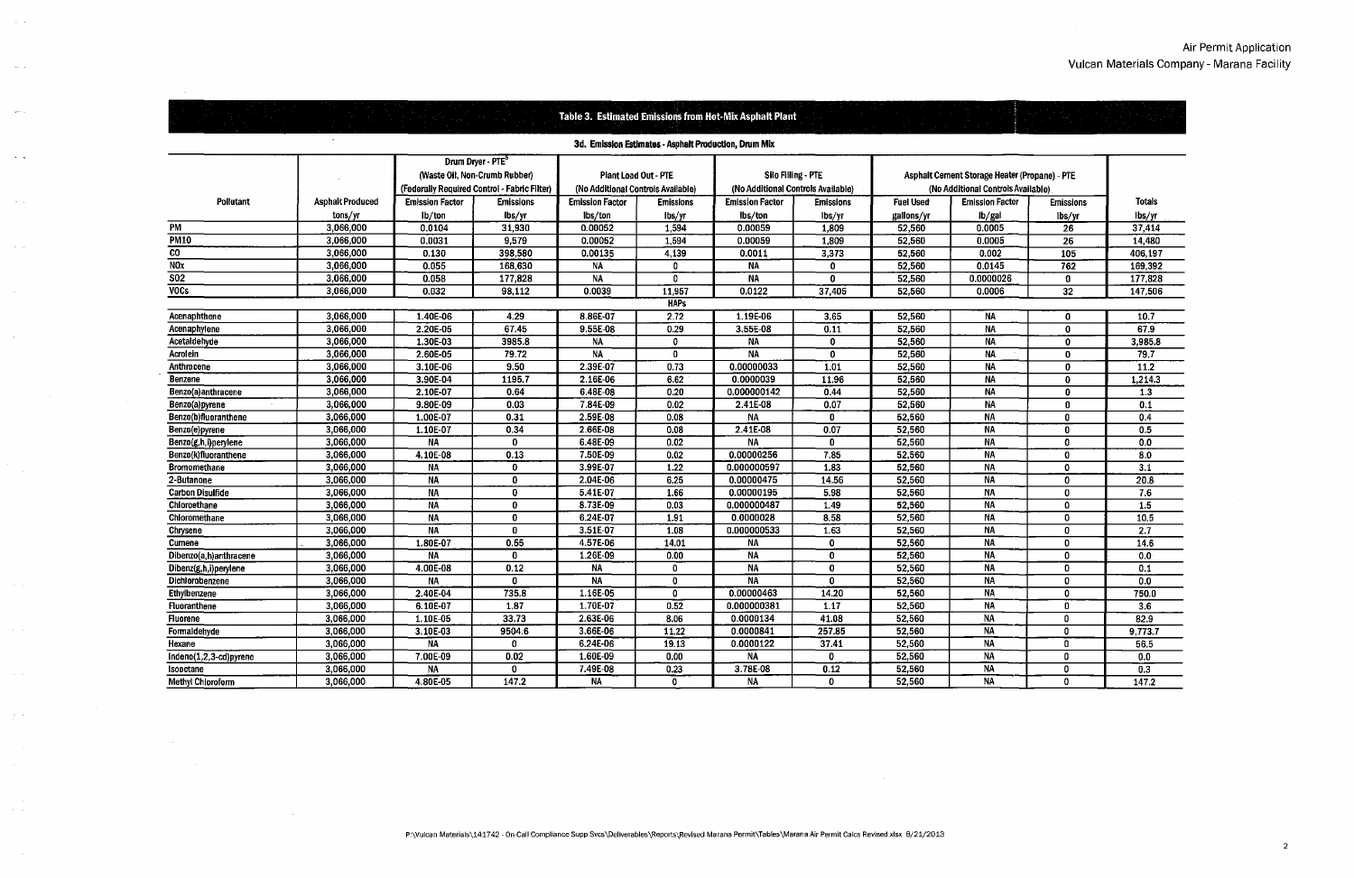## Table 3. Estimated Emissions from Hot-Mix Asphalt Plant

### 3d. Emission Estimates - Asphalt Production, Drum Mix

| Pollutant | Asphalt Produced | Drum Dryer - PTE[5] (Waste Oil, Non-Crumb Rubber) (Federally Required Control - Fabric Filter) | | Plant Load Out - PTE (No Additional Controls Available) | | Silo Filling - PTE (No Additional Controls Available) | | Asphalt Cement Storage Heater (Propane) - PTE (No Additional Controls Available) | | | Totals |
|---|---|---|---|---|---|---|---|---|---|---|---|
| | tons/yr | Emission Factor lb/ton | Emissions lbs/yr | Emission Factor lbs/ton | Emissions lbs/yr | Emission Factor lbs/ton | Emissions lbs/yr | Fuel Used gallons/yr | Emission Factor lb/gal | Emissions lbs/yr | lbs/yr |
| PM | 3,066,000 | 0.0104 | 31,930 | 0.00052 | 1,594 | 0.00059 | 1,809 | 52,560 | 0.0005 | 26 | 37,414 |
| PM10 | 3,066,000 | 0.0031 | 9,579 | 0.00052 | 1,594 | 0.00059 | 1,809 | 52,560 | 0.0005 | 26 | 14,480 |
| CO | 3,066,000 | 0.130 | 398,580 | 0.00135 | 4,139 | 0.0011 | 3,373 | 52,560 | 0.002 | 105 | 406,197 |
| NOx | 3,066,000 | 0.055 | 168,630 | NA | 0 | NA | 0 | 52,560 | 0.0145 | 762 | 169,392 |
| SO2 | 3,066,000 | 0.058 | 177,828 | NA | 0 | NA | 0 | 52,560 | 0.0000026 | 0 | 177,828 |
| VOCs | 3,066,000 | 0.032 | 98,112 | 0.0039 | 11,957 | 0.0122 | 37,405 | 52,560 | 0.0006 | 32 | 147,506 |
| **HAPs** | | | | | | | | | | | |
| Acenaphthene | 3,066,000 | 1.40E-06 | 4.29 | 8.86E-07 | 2.72 | 1.19E-06 | 3.65 | 52,560 | NA | 0 | 10.7 |
| Acenaphylene | 3,066,000 | 2.20E-05 | 67.45 | 9.55E-08 | 0.29 | 3.55E-08 | 0.11 | 52,560 | NA | 0 | 67.9 |
| Acetaldehyde | 3,066,000 | 1.30E-03 | 3985.8 | NA | 0 | NA | 0 | 52,560 | NA | 0 | 3,985.8 |
| Acrolein | 3,066,000 | 2.60E-05 | 79.72 | NA | 0 | NA | 0 | 52,560 | NA | 0 | 79.7 |
| Anthracene | 3,066,000 | 3.10E-06 | 9.50 | 2.39E-07 | 0.73 | 0.00000033 | 1.01 | 52,560 | NA | 0 | 11.2 |
| Benzene | 3,066,000 | 3.90E-04 | 1195.7 | 2.16E-06 | 6.62 | 0.0000039 | 11.96 | 52,560 | NA | 0 | 1,214.3 |
| Benzo(a)anthracene | 3,066,000 | 2.10E-07 | 0.64 | 6.48E-08 | 0.20 | 0.000000142 | 0.44 | 52,560 | NA | 0 | 1.3 |
| Benzo(a)pyrene | 3,066,000 | 9.80E-09 | 0.03 | 7.84E-09 | 0.02 | 2.41E-08 | 0.07 | 52,560 | NA | 0 | 0.1 |
| Benzo(b)fluoranthene | 3,066,000 | 1.00E-07 | 0.31 | 2.59E-08 | 0.08 | NA | 0 | 52,560 | NA | 0 | 0.4 |
| Benzo(e)pyrene | 3,066,000 | 1.10E-07 | 0.34 | 2.66E-08 | 0.08 | 2.41E-08 | 0.07 | 52,560 | NA | 0 | 0.5 |
| Benzo(g,h,i)perylene | 3,066,000 | NA | 0 | 6.48E-09 | 0.02 | NA | 0 | 52,560 | NA | 0 | 0.0 |
| Benzo(k)fluoranthene | 3,066,000 | 4.10E-08 | 0.13 | 7.50E-09 | 0.02 | 0.00000256 | 7.85 | 52,560 | NA | 0 | 8.0 |
| Bromomethane | 3,066,000 | NA | 0 | 3.99E-07 | 1.22 | 0.000000597 | 1.83 | 52,560 | NA | 0 | 3.1 |
| 2-Butanone | 3,066,000 | NA | 0 | 2.04E-06 | 6.25 | 0.00000475 | 14.56 | 52,560 | NA | 0 | 20.8 |
| Carbon Disulfide | 3,066,000 | NA | 0 | 5.41E-07 | 1.66 | 0.00000195 | 5.98 | 52,560 | NA | 0 | 7.6 |
| Chloroethane | 3,066,000 | NA | 0 | 8.73E-09 | 0.03 | 0.000000487 | 1.49 | 52,560 | NA | 0 | 1.5 |
| Chloromethane | 3,066,000 | NA | 0 | 6.24E-07 | 1.91 | 0.0000028 | 8.58 | 52,560 | NA | 0 | 10.5 |
| Chrysene | 3,066,000 | NA | 0 | 3.51E-07 | 1.08 | 0.000000533 | 1.63 | 52,560 | NA | 0 | 2.7 |
| Cumene | 3,066,000 | 1.80E-07 | 0.55 | 4.57E-06 | 14.01 | NA | 0 | 52,560 | NA | 0 | 14.6 |
| Dibenzo(a,h)anthracene | 3,066,000 | NA | 0 | 1.26E-09 | 0.00 | NA | 0 | 52,560 | NA | 0 | 0.0 |
| Dibenz(g,h,i)perylene | 3,066,000 | 4.00E-08 | 0.12 | NA | 0 | NA | 0 | 52,560 | NA | 0 | 0.1 |
| Dichlorobenzene | 3,066,000 | NA | 0 | NA | 0 | NA | 0 | 52,560 | NA | 0 | 0.0 |
| Ethylbenzene | 3,066,000 | 2.40E-04 | 735.8 | 1.16E-05 | 0 | 0.00000463 | 14.20 | 52,560 | NA | 0 | 750.0 |
| Fluoranthene | 3,066,000 | 6.10E-07 | 1.87 | 1.70E-07 | 0.52 | 0.000000381 | 1.17 | 52,560 | NA | 0 | 3.6 |
| Fluorene | 3,066,000 | 1.10E-05 | 33.73 | 2.63E-06 | 8.06 | 0.0000134 | 41.08 | 52,560 | NA | 0 | 82.9 |
| Formaldehyde | 3,066,000 | 3.10E-03 | 9504.6 | 3.66E-06 | 11.22 | 0.0000841 | 257.85 | 52,560 | NA | 0 | 9,773.7 |
| Hexane | 3,066,000 | NA | 0 | 6.24E-06 | 19.13 | 0.0000122 | 37.41 | 52,560 | NA | 0 | 56.5 |
| Indeno(1,2,3-cd)pyrene | 3,066,000 | 7.00E-09 | 0.02 | 1.60E-09 | 0.00 | NA | 0 | 52,560 | NA | 0 | 0.0 |
| Isooctane | 3,066,000 | NA | 0 | 7.49E-08 | 0.23 | 3.78E-08 | 0.12 | 52,560 | NA | 0 | 0.3 |
| Methyl Chloroform | 3,066,000 | 4.80E-05 | 147.2 | NA | 0 | NA | 0 | 52,560 | NA | 0 | 147.2 |

P:\Vulcan Materials\141742 - On-Call Compliance Supp Svcs\Deliverables\Reports\Revised Marana Permit\Tables\Marana Air Permit Calcs Revised.xlsx 8/21/2013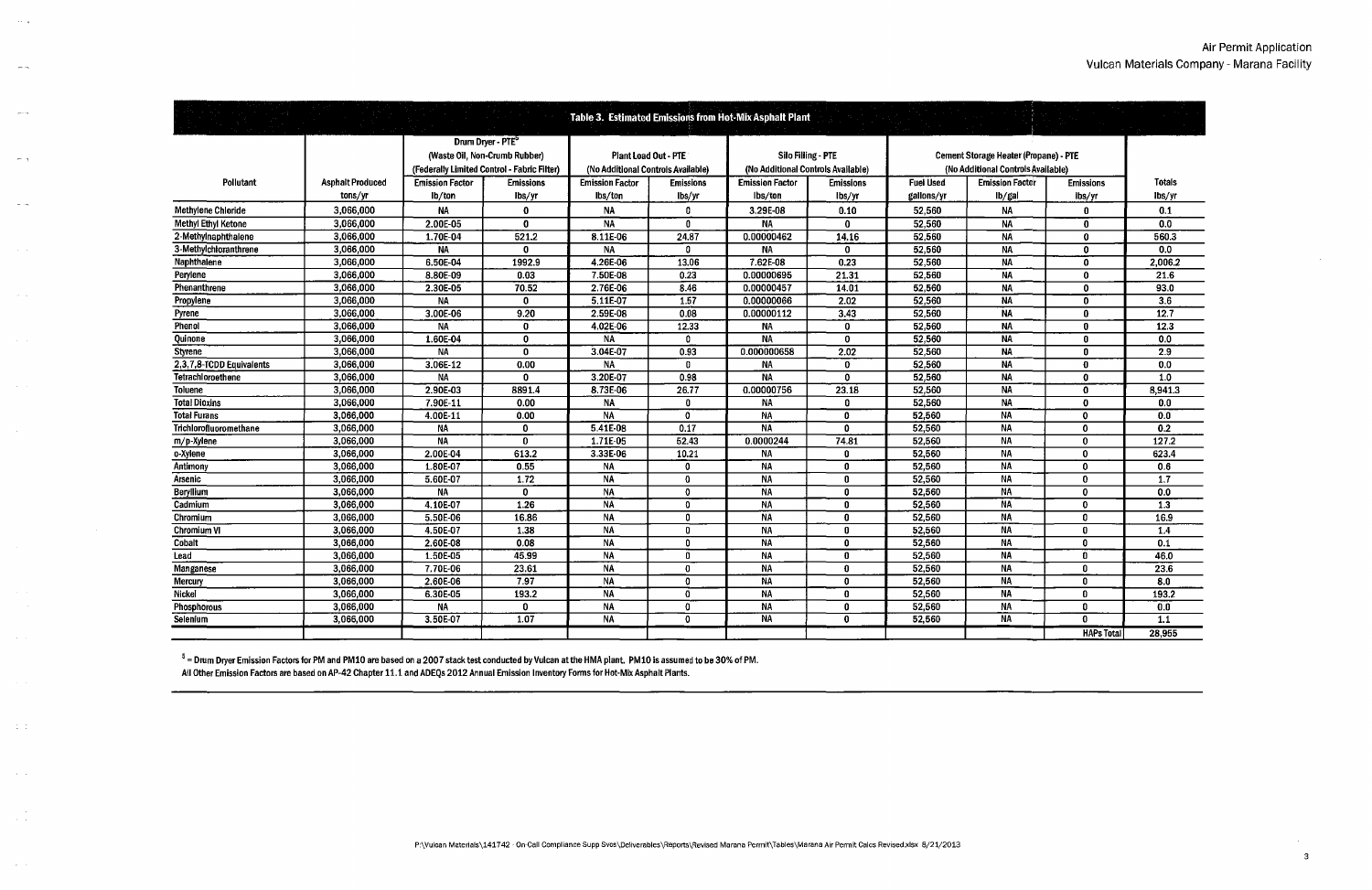| Table 3. Estimated Emissions from Hot-Mix Asphalt Plant | | | | | | | | | | | | |
|---|---|---|---|---|---|---|---|---|---|---|---|---|
| | | Drum Dryer - PTE[5] (Waste Oil, Non-Crumb Rubber) (Federally Limited Control - Fabric Filter) | | Plant Load Out - PTE (No Additional Controls Available) | | Silo Filling - PTE (No Additional Controls Available) | | Cement Storage Heater (Propane) - PTE (No Additional Controls Available) | | | |
| Pollutant | Asphalt Produced tons/yr | Emission Factor lb/ton | Emissions lbs/yr | Emission Factor lbs/ton | Emissions lbs/yr | Emission Factor lbs/ton | Emissions lbs/yr | Fuel Used gallons/yr | Emission Factor lb/gal | Emissions lbs/yr | Totals lbs/yr |
| Methylene Chloride | 3,066,000 | NA | 0 | NA | 0 | 3.29E-08 | 0.10 | 52,560 | NA | 0 | 0.1 |
| Methyl Ethyl Ketone | 3,066,000 | 2.00E-05 | 0 | NA | 0 | NA | 0 | 52,560 | NA | 0 | 0.0 |
| 2-Methylnaphthalene | 3,066,000 | 1.70E-04 | 521.2 | 8.11E-06 | 24.87 | 0.00000462 | 14.16 | 52,560 | NA | 0 | 560.3 |
| 3-Methylchloranthrene | 3,066,000 | NA | 0 | NA | 0 | NA | 0 | 52,560 | NA | 0 | 0.0 |
| Naphthalene | 3,066,000 | 6.50E-04 | 1992.9 | 4.26E-06 | 13.06 | 7.62E-08 | 0.23 | 52,560 | NA | 0 | 2,006.2 |
| Perylene | 3,066,000 | 8.80E-09 | 0.03 | 7.50E-08 | 0.23 | 0.00000695 | 21.31 | 52,560 | NA | 0 | 21.6 |
| Phenanthrene | 3,066,000 | 2.30E-05 | 70.52 | 2.76E-06 | 8.46 | 0.00000457 | 14.01 | 52,560 | NA | 0 | 93.0 |
| Propylene | 3,066,000 | NA | 0 | 5.11E-07 | 1.57 | 0.00000066 | 2.02 | 52,560 | NA | 0 | 3.6 |
| Pyrene | 3,066,000 | 3.00E-06 | 9.20 | 2.59E-08 | 0.08 | 0.00000112 | 3.43 | 52,560 | NA | 0 | 12.7 |
| Phenol | 3,066,000 | NA | 0 | 4.02E-06 | 12.33 | NA | 0 | 52,560 | NA | 0 | 12.3 |
| Quinone | 3,066,000 | 1.60E-04 | 0 | NA | 0 | NA | 0 | 52,560 | NA | 0 | 0.0 |
| Styrene | 3,066,000 | NA | 0 | 3.04E-07 | 0.93 | 0.000000658 | 2.02 | 52,560 | NA | 0 | 2.9 |
| 2,3,7,8-TCDD Equivalents | 3,066,000 | 3.06E-12 | 0.00 | NA | 0 | NA | 0 | 52,560 | NA | 0 | 0.0 |
| Tetrachloroethene | 3,066,000 | NA | 0 | 3.20E-07 | 0.98 | NA | 0 | 52,560 | NA | 0 | 1.0 |
| Toluene | 3,066,000 | 2.90E-03 | 8891.4 | 8.73E-06 | 26.77 | 0.00000756 | 23.18 | 52,560 | NA | 0 | 8,941.3 |
| Total Dioxins | 3,066,000 | 7.90E-11 | 0.00 | NA | 0 | NA | 0 | 52,560 | NA | 0 | 0.0 |
| Total Furans | 3,066,000 | 4.00E-11 | 0.00 | NA | 0 | NA | 0 | 52,560 | NA | 0 | 0.0 |
| Trichlorofluoromethane | 3,066,000 | NA | 0 | 5.41E-08 | 0.17 | NA | 0 | 52,560 | NA | 0 | 0.2 |
| m/p-Xylene | 3,066,000 | NA | 0 | 1.71E-05 | 52.43 | 0.0000244 | 74.81 | 52,560 | NA | 0 | 127.2 |
| o-Xylene | 3,066,000 | 2.00E-04 | 613.2 | 3.33E-06 | 10.21 | NA | 0 | 52,560 | NA | 0 | 623.4 |
| Antimony | 3,066,000 | 1.80E-07 | 0.55 | NA | 0 | NA | 0 | 52,560 | NA | 0 | 0.6 |
| Arsenic | 3,066,000 | 5.60E-07 | 1.72 | NA | 0 | NA | 0 | 52,560 | NA | 0 | 1.7 |
| Beryllium | 3,066,000 | NA | 0 | NA | 0 | NA | 0 | 52,560 | NA | 0 | 0.0 |
| Cadmium | 3,066,000 | 4.10E-07 | 1.26 | NA | 0 | NA | 0 | 52,560 | NA | 0 | 1.3 |
| Chromium | 3,066,000 | 5.50E-06 | 16.86 | NA | 0 | NA | 0 | 52,560 | NA | 0 | 16.9 |
| Chromium VI | 3,066,000 | 4.50E-07 | 1.38 | NA | 0 | NA | 0 | 52,560 | NA | 0 | 1.4 |
| Cobalt | 3,066,000 | 2.60E-08 | 0.08 | NA | 0 | NA | 0 | 52,560 | NA | 0 | 0.1 |
| Lead | 3,066,000 | 1.50E-05 | 45.99 | NA | 0 | NA | 0 | 52,560 | NA | 0 | 46.0 |
| Manganese | 3,066,000 | 7.70E-06 | 23.61 | NA | 0 | NA | 0 | 52,560 | NA | 0 | 23.6 |
| Mercury | 3,066,000 | 2.60E-06 | 7.97 | NA | 0 | NA | 0 | 52,560 | NA | 0 | 8.0 |
| Nickel | 3,066,000 | 6.30E-05 | 193.2 | NA | 0 | NA | 0 | 52,560 | NA | 0 | 193.2 |
| Phosphorous | 3,066,000 | NA | 0 | NA | 0 | NA | 0 | 52,560 | NA | 0 | 0.0 |
| Selenium | 3,066,000 | 3.50E-07 | 1.07 | NA | 0 | NA | 0 | 52,560 | NA | 0 | 1.1 |
| | | | | | | | | | | HAPs Total | 28,955 |

[5] = Drum Dryer Emission Factors for PM and PM10 are based on a 2007 stack test conducted by Vulcan at the HMA plant. PM10 is assumed to be 30% of PM.

All Other Emission Factors are based on AP-42 Chapter 11.1 and ADEQs 2012 Annual Emission Inventory Forms for Hot-Mix Asphalt Plants.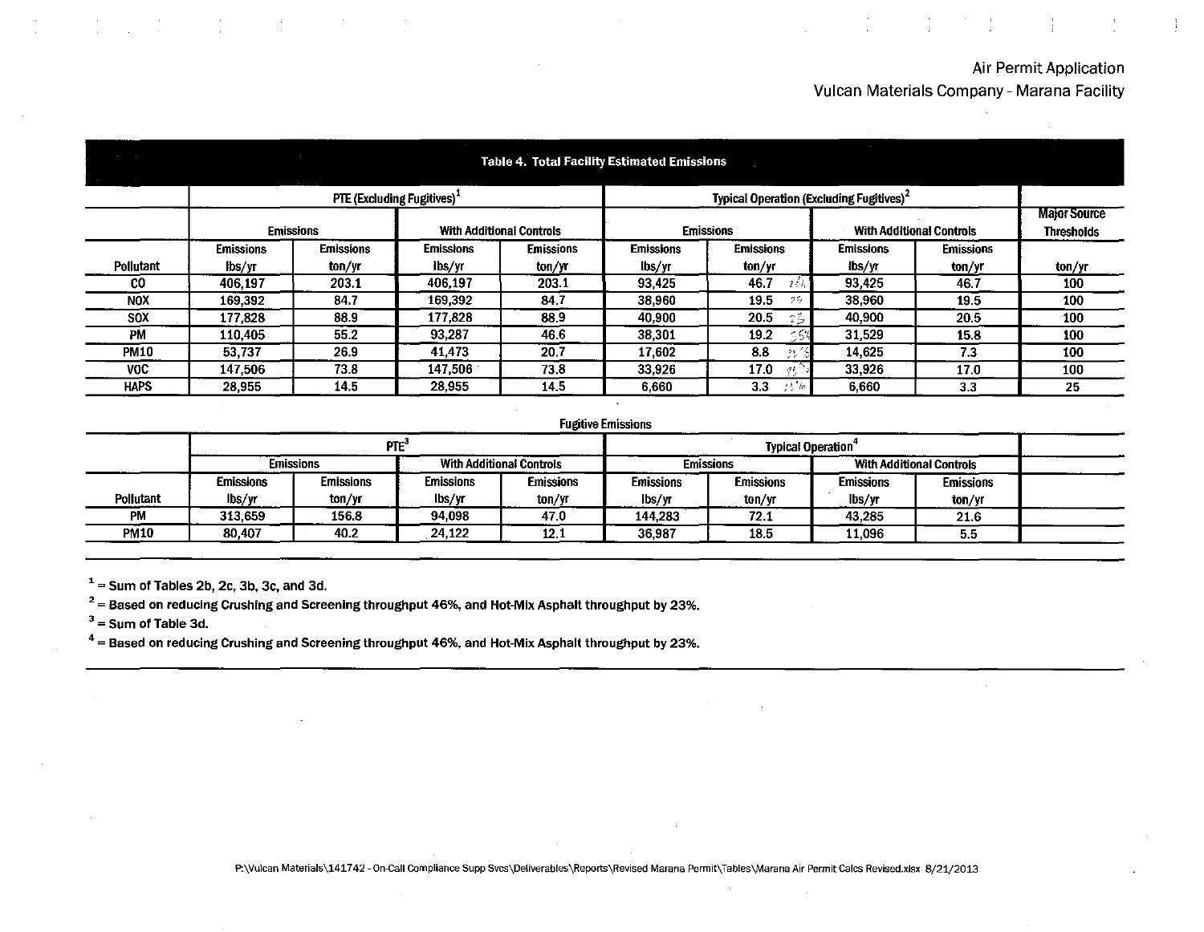Air Permit Application
Vulcan Materials Company - Marana Facility

**Table 4. Total Facility Estimated Emissions**

| | PTE (Excluding Fugitives)[1] | | | | Typical Operation (Excluding Fugitives)[2] | | | | |
|---|---|---|---|---|---|---|---|---|---|
| | Emissions | | With Additional Controls | | Emissions | | With Additional Controls | | Major Source Thresholds |
| Pollutant | Emissions lbs/yr | Emissions ton/yr | Emissions lbs/yr | Emissions ton/yr | Emissions lbs/yr | Emissions ton/yr | Emissions lbs/yr | Emissions ton/yr | ton/yr |
| CO | 406,197 | 203.1 | 406,197 | 203.1 | 93,425 | 46.7 | 93,425 | 46.7 | 100 |
| NOX | 169,392 | 84.7 | 169,392 | 84.7 | 38,960 | 19.5 | 38,960 | 19.5 | 100 |
| SOX | 177,828 | 88.9 | 177,828 | 88.9 | 40,900 | 20.5 | 40,900 | 20.5 | 100 |
| PM | 110,405 | 55.2 | 93,287 | 46.6 | 38,301 | 19.2 | 31,529 | 15.8 | 100 |
| PM10 | 53,737 | 26.9 | 41,473 | 20.7 | 17,602 | 8.8 | 14,625 | 7.3 | 100 |
| VOC | 147,506 | 73.8 | 147,506 | 73.8 | 33,926 | 17.0 | 33,926 | 17.0 | 100 |
| HAPS | 28,955 | 14.5 | 28,955 | 14.5 | 6,660 | 3.3 | 6,660 | 3.3 | 25 |

**Fugitive Emissions**

| | PTE[3] | | | | Typical Operation[4] | | | |
|---|---|---|---|---|---|---|---|---|
| | Emissions | | With Additional Controls | | Emissions | | With Additional Controls | |
| Pollutant | Emissions lbs/yr | Emissions ton/yr | Emissions lbs/yr | Emissions ton/yr | Emissions lbs/yr | Emissions ton/yr | Emissions lbs/yr | Emissions ton/yr |
| PM | 313,659 | 156.8 | 94,098 | 47.0 | 144,283 | 72.1 | 43,285 | 21.6 |
| PM10 | 80,407 | 40.2 | 24,122 | 12.1 | 36,987 | 18.5 | 11,096 | 5.5 |

[1] = Sum of Tables 2b, 2c, 3b, 3c, and 3d.

[2] = Based on reducing Crushing and Screening throughput 46%, and Hot-Mix Asphalt throughput by 23%.

[3] = Sum of Table 3d.

[4] = Based on reducing Crushing and Screening throughput 46%, and Hot-Mix Asphalt throughput by 23%.

P:\Vulcan Materials\141742 - On-Call Compliance Supp Svcs\Deliverables\Reports\Revised Marana Permit\Tables\Marana Air Permit Calcs Revised.xlsx 8/21/2013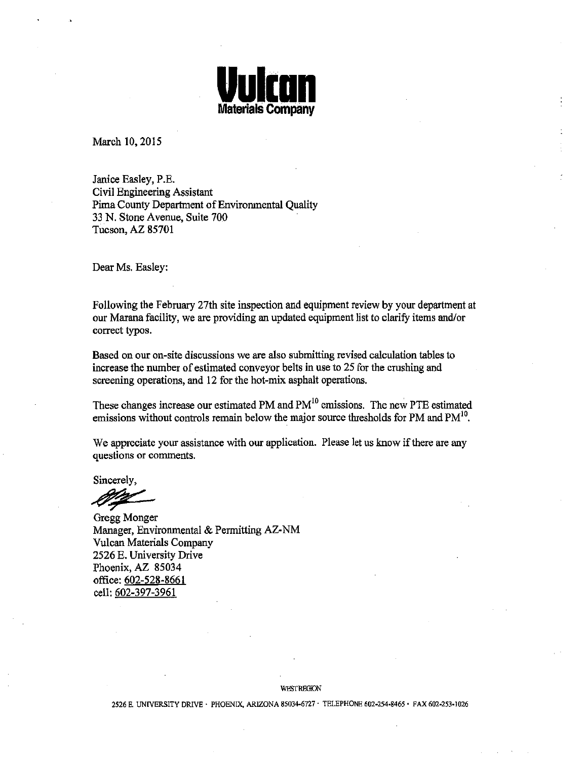**Vulcan**
**Materials Company**

March 10, 2015

Janice Easley, P.E.
Civil Engineering Assistant
Pima County Department of Environmental Quality
33 N. Stone Avenue, Suite 700
Tucson, AZ 85701

Dear Ms. Easley:

Following the February 27th site inspection and equipment review by your department at our Marana facility, we are providing an updated equipment list to clarify items and/or correct typos.

Based on our on-site discussions we are also submitting revised calculation tables to increase the number of estimated conveyor belts in use to 25 for the crushing and screening operations, and 12 for the hot-mix asphalt operations.

These changes increase our estimated PM and $PM^{10}$ emissions. The new PTE estimated emissions without controls remain below the major source thresholds for PM and $PM^{10}$.

We appreciate your assistance with our application. Please let us know if there are any questions or comments.

Sincerely,

Gregg Monger
Manager, Environmental & Permitting AZ-NM
Vulcan Materials Company
2526 E. University Drive
Phoenix, AZ 85034
office: 602-528-8661
cell: 602-397-3961

WEST REGION

2526 E. UNIVERSITY DRIVE · PHOENIX, ARIZONA 85034-6727 · TELEPHONE 602-254-8465 · FAX 602-253-1026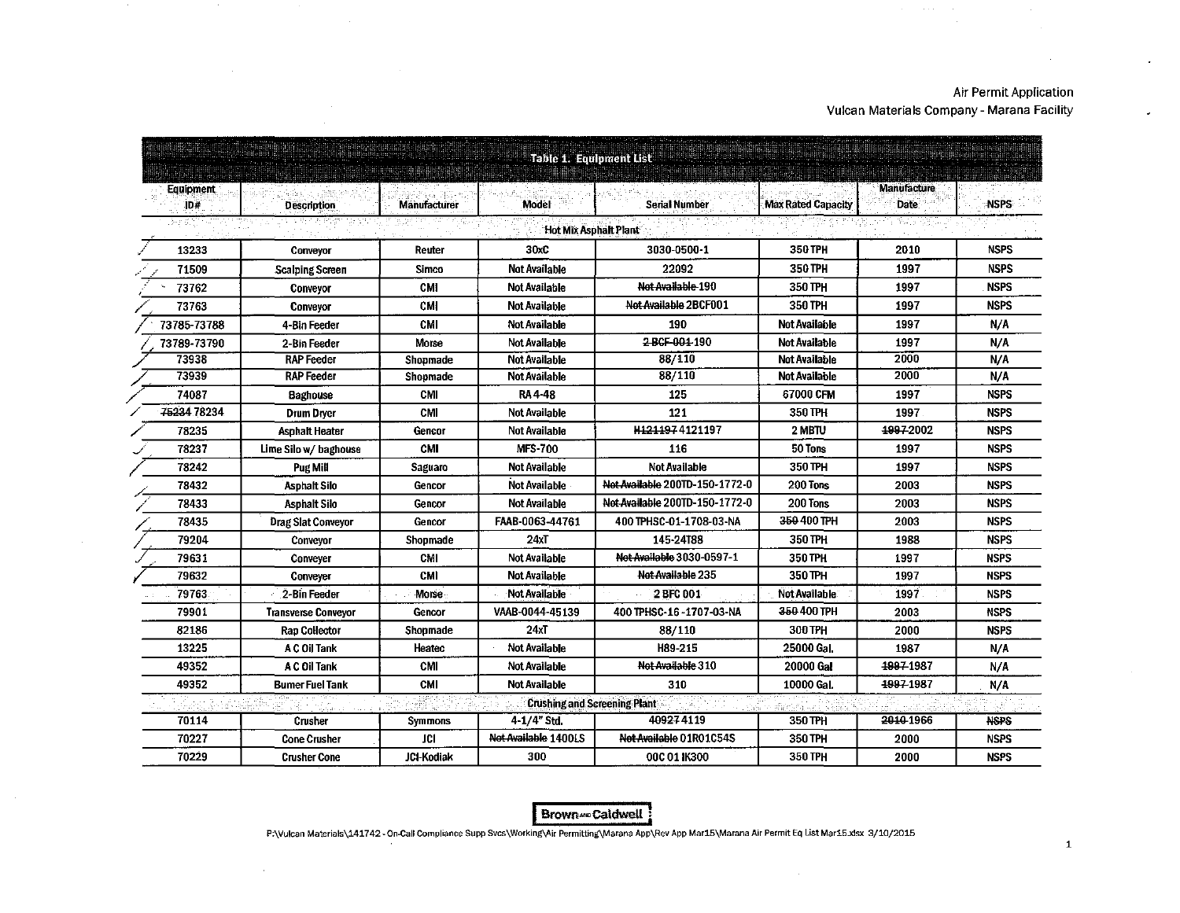Air Permit Application
Vulcan Materials Company - Marana Facility

**Table 1. Equipment List**

| Equipment ID# | Description | Manufacturer | Model | Serial Number | Max Rated Capacity | Manufacture Date | NSPS |
|---|---|---|---|---|---|---|---|
| **Hot Mix Asphalt Plant** | | | | | | | |
| 13233 | Conveyor | Reuter | 30xC | 3030-0500-1 | 350 TPH | 2010 | NSPS |
| 71509 | Scalping Screen | Simco | Not Available | 22092 | 350 TPH | 1997 | NSPS |
| 73762 | Conveyor | CMI | Not Available | ~~Not Available~~ 190 | 350 TPH | 1997 | NSPS |
| 73763 | Conveyor | CMI | Not Available | ~~Not Available~~ 2BCF001 | 350 TPH | 1997 | NSPS |
| 73785-73788 | 4-Bin Feeder | CMI | Not Available | 190 | Not Available | 1997 | N/A |
| 73789-73790 | 2-Bin Feeder | Morse | Not Available | ~~2-BCF-001~~ 190 | Not Available | 1997 | N/A |
| 73938 | RAP Feeder | Shopmade | Not Available | 88/110 | Not Available | 2000 | N/A |
| 73939 | RAP Feeder | Shopmade | Not Available | 88/110 | Not Available | 2000 | N/A |
| 74087 | Baghouse | CMI | RA 4-48 | 125 | 67000 CFM | 1997 | NSPS |
| ~~75234~~ 78234 | Drum Dryer | CMI | Not Available | 121 | 350 TPH | 1997 | NSPS |
| 78235 | Asphalt Heater | Gencor | Not Available | ~~H121197~~ 4121197 | 2 MBTU | ~~1997~~ 2002 | NSPS |
| 78237 | Lime Silo w/ baghouse | CMI | MFS-700 | 116 | 50 Tons | 1997 | NSPS |
| 78242 | Pug Mill | Saguaro | Not Available | Not Available | 350 TPH | 1997 | NSPS |
| 78432 | Asphalt Silo | Gencor | Not Available | ~~Not Available~~ 200TD-150-1772-0 | 200 Tons | 2003 | NSPS |
| 78433 | Asphalt Silo | Gencor | Not Available | ~~Not Available~~ 200TD-150-1772-0 | 200 Tons | 2003 | NSPS |
| 78435 | Drag Slat Conveyor | Gencor | FAAB-0063-44761 | 400 TPHSC-01-1708-03-NA | ~~350~~ 400 TPH | 2003 | NSPS |
| 79204 | Conveyor | Shopmade | 24xT | 145-24T88 | 350 TPH | 1988 | NSPS |
| 79631 | Conveyer | CMI | Not Available | ~~Not Available~~ 3030-0597-1 | 350 TPH | 1997 | NSPS |
| 79632 | Conveyor | CMI | Not Available | ~~Not Available~~ 235 | 350 TPH | 1997 | NSPS |
| 79763 | 2-Bin Feeder | Morse | Not Available | 2 BFC 001 | Not Available | 1997 | NSPS |
| 79901 | Transverse Conveyor | Gencor | VAAB-0044-45139 | 400 TPHSC-16 -1707-03-NA | ~~350~~ 400 TPH | 2003 | NSPS |
| 82186 | Rap Collector | Shopmade | 24xT | 88/110 | 300 TPH | 2000 | NSPS |
| 13225 | A C Oil Tank | Heatec | Not Available | H89-215 | 25000 Gal. | 1987 | N/A |
| 49352 | A C Oil Tank | CMI | Not Available | ~~Not Available~~ 310 | 20000 Gal | ~~1997~~ 1987 | N/A |
| 49352 | Burner Fuel Tank | CMI | Not Available | 310 | 10000 Gal. | ~~1997~~ 1987 | N/A |
| **Crushing and Screening Plant** | | | | | | | |
| 70114 | Crusher | Symmons | 4-1/4" Std. | ~~40927~~ 4119 | 350 TPH | ~~2010~~ 1966 | ~~NSPS~~ |
| 70227 | Cone Crusher | JCI | ~~Not Available~~ 1400LS | ~~Not Available~~ 01R01C54S | 350 TPH | 2000 | NSPS |
| 70229 | Crusher Cone | JCI-Kodiak | 300 | 00C 01 IK300 | 350 TPH | 2000 | NSPS |

Brown AND Caldwell

P:\Vulcan Materials\141742 - On-Call Compliance Supp Svcs\Working\Air Permitting\Marana App\Rev App Mar15\Marana Air Permit Eq List Mar15.xlsx 3/10/2015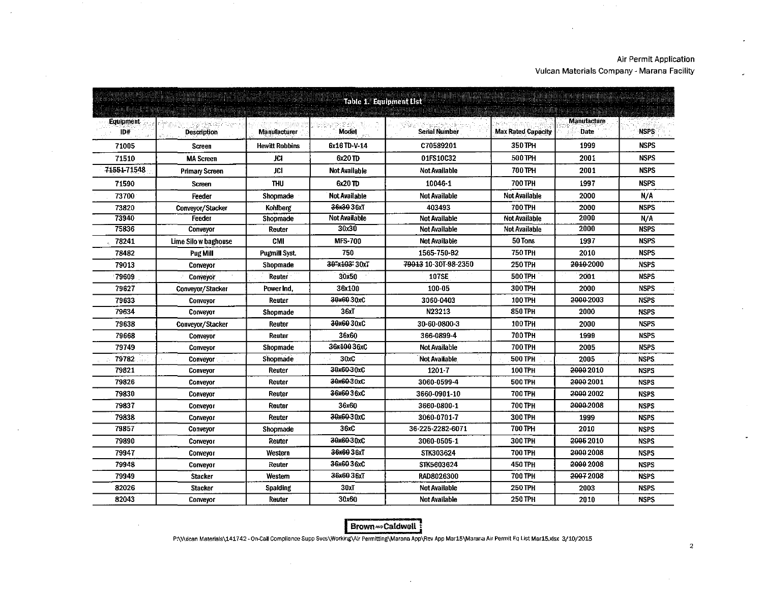Air Permit Application
Vulcan Materials Company - Marana Facility

| Table 1. Equipment List | | | | | | | |
|---|---|---|---|---|---|---|---|
| Equipment ID# | Description | Manufacturer | Model | Serial Number | Max Rated Capacity | Manufacture Date | NSPS |
| 71005 | Screen | Hewitt Robbins | 6x16 TD-V-14 | C70589201 | 350 TPH | 1999 | NSPS |
| 71510 | MA Screen | JCI | 6x20 TD | 01FS10C32 | 500 TPH | 2001 | NSPS |
| ~~71551~~ 71548 | Primary Screen | JCI | Not Available | Not Available | 700 TPH | 2001 | NSPS |
| 71590 | Screen | THU | 6x20 TD | 10046-1 | 700 TPH | 1997 | NSPS |
| 73700 | Feeder | Shopmade | Not Available | Not Available | Not Available | 2000 | N/A |
| 73820 | Conveyor/Stacker | Kohlberg | ~~36x30~~ 36xT | 403493 | 700 TPH | 2000 | NSPS |
| 73940 | Feeder | Shopmade | Not Available | Not Available | Not Available | 2000 | N/A |
| 75836 | Conveyor | Reuter | 30x30 | Not Available | Not Available | 2000 | NSPS |
| 78241 | Lime Silo w baghouse | CMI | MFS-700 | Not Available | 50 Tons | 1997 | NSPS |
| 78482 | Pug Mill | Pugmill Syst. | 750 | 1565-750-B2 | 750 TPH | 2010 | NSPS |
| 79013 | Conveyor | Shopmade | ~~30"x103'~~ 30xT | ~~79013~~ 10-30T-98-2350 | 250 TPH | ~~2010~~ 2000 | NSPS |
| 79609 | Conveyor | Reuter | 30x50 | 107SE | 500 TPH | 2001 | NSPS |
| 79627 | Conveyor/Stacker | Power Ind, | 36x100 | 100-05 | 300 TPH | 2000 | NSPS |
| 79633 | Conveyor | Reuter | ~~30x60~~ 30xC | 3060-0403 | 100 TPH | ~~2000~~ 2003 | NSPS |
| 79634 | Conveyor | Shopmade | 36xT | N23213 | 850 TPH | 2000 | NSPS |
| 79638 | Conveyor/Stacker | Reuter | ~~30x60~~ 30xC | 30-60-0800-3 | 100 TPH | 2000 | NSPS |
| 79668 | Conveyor | Reuter | 36x60 | 366-0899-4 | 700 TPH | 1999 | NSPS |
| 79749 | Conveyor | Shopmade | ~~36x100~~ 36xC | Not Available | 700 TPH | 2005 | NSPS |
| 79782 | Conveyor | Shopmade | 30xC | Not Available | 500 TPH | 2005 | NSPS |
| 79821 | Conveyor | Reuter | ~~30x60~~ 30xC | 1201-7 | 100 TPH | ~~2000~~ 2010 | NSPS |
| 79826 | Conveyor | Reuter | ~~30x60~~ 30xC | 3060-0599-4 | 500 TPH | ~~2000~~ 2001 | NSPS |
| 79830 | Conveyor | Reuter | ~~36x60~~ 36xC | 3660-0901-10 | 700 TPH | ~~2000~~ 2002 | NSPS |
| 79837 | Conveyor | Reuter | 36x60 | 3660-0800-1 | 700 TPH | ~~2000~~ 2008 | NSPS |
| 79838 | Conveyor | Reuter | ~~30x60~~ 30xC | 3060-0701-7 | 300 TPH | 1999 | NSPS |
| 79857 | Conveyor | Shopmade | 36xC | 36-225-2282-6071 | 700 TPH | 2010 | NSPS |
| 79890 | Conveyor | Reuter | ~~30x60~~ 30xC | 3060-0505-1 | 300 TPH | ~~2005~~ 2010 | NSPS |
| 79947 | Conveyor | Western | ~~36x60~~ 36xT | STK303624 | 700 TPH | ~~2000~~ 2008 | NSPS |
| 79948 | Conveyor | Reuter | ~~36x60~~ 36xC | STK5603624 | 450 TPH | ~~2000~~ 2008 | NSPS |
| 79949 | Stacker | Western | ~~36x60~~ 36xT | RAD8026300 | 700 TPH | ~~2007~~ 2008 | NSPS |
| 82026 | Stacker | Spalding | 30xT | Not Available | 250 TPH | 2003 | NSPS |
| 82043 | Conveyor | Reuter | 30x60 | Not Available | 250 TPH | 2010 | NSPS |

Brown AND Caldwell

P:\Vulcan Materials\141742 - On-Call Compliance Supp Svcs\Working\Air Permitting\Marana App\Rev App Mar15\Marana Air Permit Eq List Mar15.xlsx 3/10/2015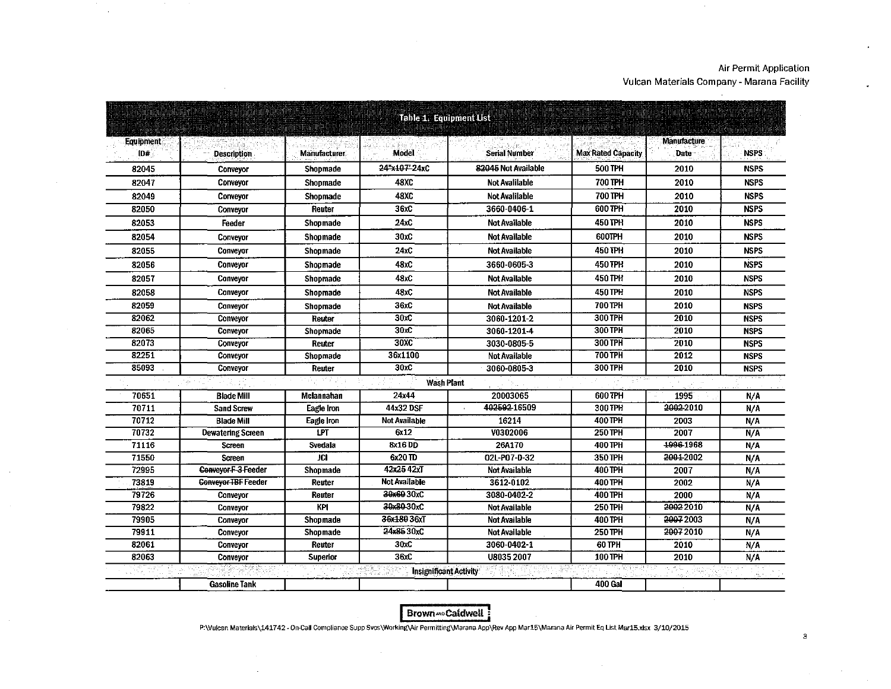**Table 1. Equipment List**

| Equipment ID# | Description | Manufacturer | Model | Serial Number | Max Rated Capacity | Manufacture Date | NSPS |
|---|---|---|---|---|---|---|---|
| 82045 | Conveyor | Shopmade | ~~24"x107'~~ 24xC | ~~82045~~ Not Available | 500 TPH | 2010 | NSPS |
| 82047 | Conveyor | Shopmade | 48XC | Not Avalilable | 700 TPH | 2010 | NSPS |
| 82049 | Conveyor | Shopmade | 48XC | Not Avalilable | 700 TPH | 2010 | NSPS |
| 82050 | Conveyor | Reuter | 36xC | 3660-0406-1 | 600 TPH | 2010 | NSPS |
| 82053 | Feeder | Shopmade | 24xC | Not Available | 450 TPH | 2010 | NSPS |
| 82054 | Conveyor | Shopmade | 30xC | Not Available | 600TPH | 2010 | NSPS |
| 82055 | Conveyor | Shopmade | 24xC | Not Available | 450 TPH | 2010 | NSPS |
| 82056 | Conveyor | Shopmade | 48xC | 3660-0605-3 | 450 TPH | 2010 | NSPS |
| 82057 | Conveyor | Shopmade | 48xC | Not Available | 450 TPH | 2010 | NSPS |
| 82058 | Conveyor | Shopmade | 48xC | Not Available | 450 TPH | 2010 | NSPS |
| 82059 | Conveyor | Shopmade | 36xC | Not Available | 700 TPH | 2010 | NSPS |
| 82062 | Conveyor | Reuter | 30xC | 3060-1201-2 | 300 TPH | 2010 | NSPS |
| 82065 | Conveyor | Shopmade | 30xC | 3060-1201-4 | 300 TPH | 2010 | NSPS |
| 82073 | Conveyor | Reuter | 30XC | 3030-0805-5 | 300 TPH | 2010 | NSPS |
| 82251 | Conveyor | Shopmade | 36x1100 | Not Available | 700 TPH | 2012 | NSPS |
| 85093 | Conveyor | Reuter | 30xC | 3060-0805-3 | 300 TPH | 2010 | NSPS |
| | | | Wash Plant | | | | |
| 70651 | Blade Mill | Mclannahan | 24x44 | 20003065 | 600 TPH | 1995 | N/A |
| 70711 | Sand Screw | Eagle Iron | 44x32 DSF | ~~402592~~ 16509 | 300 TPH | ~~2002~~ 2010 | N/A |
| 70712 | Blade Mill | Eagle Iron | Not Available | 16214 | 400 TPH | 2003 | N/A |
| 70732 | Dewatering Screen | LPT | 6x12 | V0302006 | 250 TPH | 2007 | N/A |
| 71116 | Screen | Svedala | 8x16 DD | 26A170 | 400 TPH | ~~1996~~ 1968 | N/A |
| 71550 | Screen | JCI | 6x20 TD | 02L-P07-D-32 | 350 TPH | ~~2001~~ 2002 | N/A |
| 72995 | ~~Conveyor F-3~~ Feeder | Shopmade | ~~42x25~~ 42xT | Not Available | 400 TPH | 2007 | N/A |
| 73819 | ~~Conveyor TBF~~ Feeder | Reuter | Not Available | 3612-0102 | 400 TPH | 2002 | N/A |
| 79726 | Conveyor | Reuter | ~~30x60~~ 30xC | 3080-0402-2 | 400 TPH | 2000 | N/A |
| 79822 | Conveyor | KPI | ~~30x80~~ 30xC | Not Available | 250 TPH | ~~2002~~ 2010 | N/A |
| 79905 | Conveyor | Shopmade | ~~36x180~~ 36xT | Not Available | 400 TPH | ~~2007~~ 2003 | N/A |
| 79911 | Conveyor | Shopmade | ~~24x85~~ 30xC | Not Available | 250 TPH | ~~2007~~ 2010 | N/A |
| 82061 | Conveyor | Reuter | 30xC | 3060-0402-1 | 60 TPH | 2010 | N/A |
| 82063 | Conveyor | Superior | 36xC | U8035 2007 | 100 TPH | 2010 | N/A |
| | | | Insignificant Activity | | | | |
| | Gasoline Tank | | | | 400 Gal | | |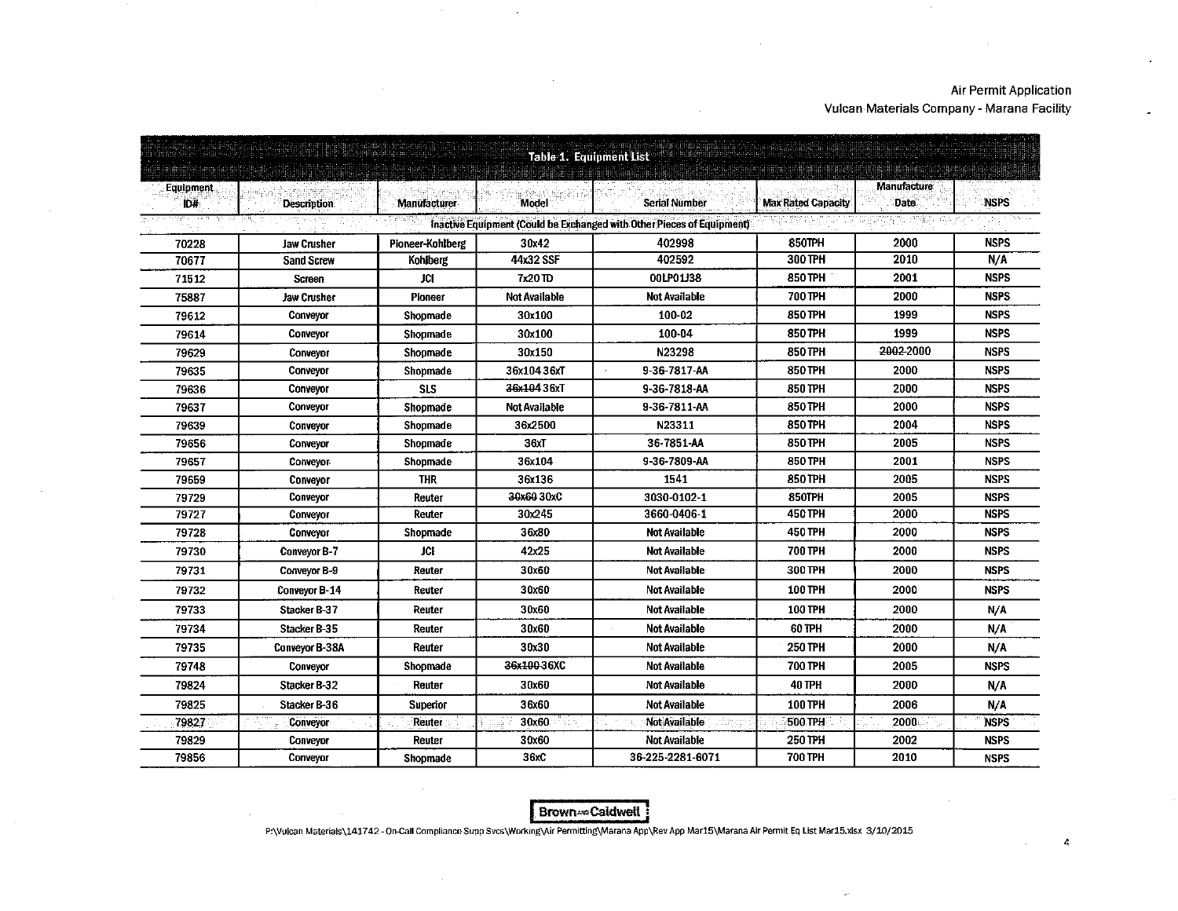Air Permit Application
Vulcan Materials Company - Marana Facility

**Table 1. Equipment List**

| Equipment ID# | Description | Manufacturer | Model | Serial Number | Max Rated Capacity | Manufacture Date | NSPS |
|---|---|---|---|---|---|---|---|
| Inactive Equipment (Could be Exchanged with Other Pieces of Equipment) | | | | | | | |
| 70228 | Jaw Crusher | Pioneer-Kohlberg | 30x42 | 402998 | 850TPH | 2000 | NSPS |
| 70677 | Sand Screw | Kohlberg | 44x32 SSF | 402592 | 300 TPH | 2010 | N/A |
| 71512 | Screen | JCI | 7x20 TD | 00LP01J38 | 850 TPH | 2001 | NSPS |
| 75887 | Jaw Crusher | Pioneer | Not Available | Not Available | 700 TPH | 2000 | NSPS |
| 79612 | Conveyor | Shopmade | 30x100 | 100-02 | 850 TPH | 1999 | NSPS |
| 79614 | Conveyor | Shopmade | 30x100 | 100-04 | 850 TPH | 1999 | NSPS |
| 79629 | Conveyor | Shopmade | 30x150 | N23298 | 850 TPH | ~~2002~~ 2000 | NSPS |
| 79635 | Conveyor | Shopmade | 36x104 36xT | 9-36-7817-AA | 850 TPH | 2000 | NSPS |
| 79636 | Conveyor | SLS | ~~36x104~~ 36xT | 9-36-7818-AA | 850 TPH | 2000 | NSPS |
| 79637 | Conveyor | Shopmade | Not Available | 9-36-7811-AA | 850 TPH | 2000 | NSPS |
| 79639 | Conveyor | Shopmade | 36x2500 | N23311 | 850 TPH | 2004 | NSPS |
| 79656 | Conveyor | Shopmade | 36xT | 36-7851-AA | 850 TPH | 2005 | NSPS |
| 79657 | Conveyor | Shopmade | 36x104 | 9-36-7809-AA | 850 TPH | 2001 | NSPS |
| 79659 | Conveyor | THR | 36x136 | 1541 | 850 TPH | 2005 | NSPS |
| 79729 | Conveyor | Reuter | ~~30x60~~ 30xC | 3030-0102-1 | 850TPH | 2005 | NSPS |
| 79727 | Conveyor | Reuter | 30x245 | 3660-0406-1 | 450 TPH | 2000 | NSPS |
| 79728 | Conveyor | Shopmade | 36x80 | Not Available | 450 TPH | 2000 | NSPS |
| 79730 | Conveyor B-7 | JCI | 42x25 | Not Available | 700 TPH | 2000 | NSPS |
| 79731 | Conveyor B-9 | Reuter | 30x60 | Not Available | 300 TPH | 2000 | NSPS |
| 79732 | Conveyor B-14 | Reuter | 30x60 | Not Available | 100 TPH | 2000 | NSPS |
| 79733 | Stacker B-37 | Reuter | 30x60 | Not Available | 100 TPH | 2000 | N/A |
| 79734 | Stacker B-35 | Reuter | 30x60 | Not Available | 60 TPH | 2000 | N/A |
| 79735 | Conveyor B-38A | Reuter | 30x30 | Not Available | 250 TPH | 2000 | N/A |
| 79748 | Conveyor | Shopmade | ~~36x100~~ 36XC | Not Available | 700 TPH | 2005 | NSPS |
| 79824 | Stacker B-32 | Reuter | 30x60 | Not Available | 40 TPH | 2000 | N/A |
| 79825 | Stacker B-36 | Superior | 36x60 | Not Available | 100 TPH | 2006 | N/A |
| 79827 | Conveyor | Reuter | 30x60 | Not Available | 500 TPH | 2000 | NSPS |
| 79829 | Conveyor | Reuter | 30x60 | Not Available | 250 TPH | 2002 | NSPS |
| 79856 | Conveyor | Shopmade | 36xC | 36-225-2281-6071 | 700 TPH | 2010 | NSPS |

Brown AND Caldwell

P:\Vulcan Materials\141742 - On-Call Compliance Supp Svcs\Working\Air Permitting\Marana App\Rev App Mar15\Marana Air Permit Eq List Mar15.xlsx 3/10/2015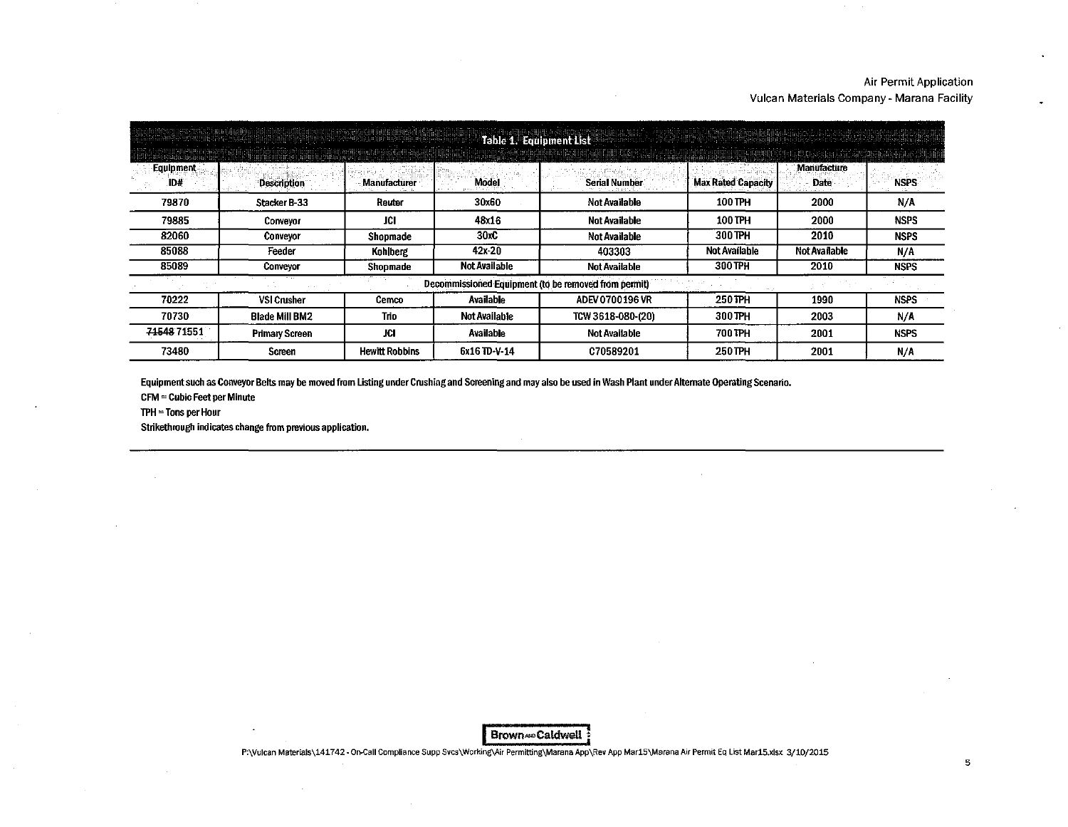| Table 1. Equipment List | | | | | | | |
|---|---|---|---|---|---|---|---|
| Equipment ID# | Description | Manufacturer | Model | Serial Number | Max Rated Capacity | Manufacture Date | NSPS |
| 79870 | Stacker B-33 | Reuter | 30x60 | Not Available | 100 TPH | 2000 | N/A |
| 79885 | Conveyor | JCI | 48x16 | Not Available | 100 TPH | 2000 | NSPS |
| 82060 | Conveyor | Shopmade | 30xC | Not Available | 300 TPH | 2010 | NSPS |
| 85088 | Feeder | Kohlberg | 42x-20 | 403303 | Not Available | Not Available | N/A |
| 85089 | Conveyor | Shopmade | Not Available | Not Available | 300 TPH | 2010 | NSPS |
| Decommissioned Equipment (to be removed from permit) | | | | | | | |
| 70222 | VSI Crusher | Cemco | Available | ADEV 0700196 VR | 250 TPH | 1990 | NSPS |
| 70730 | Blade Mill BM2 | Trio | Not Available | TCW 3618-080-(20) | 300 TPH | 2003 | N/A |
| ~~71548~~ 71551 | Primary Screen | JCI | Available | Not Available | 700 TPH | 2001 | NSPS |
| 73480 | Screen | Hewitt Robbins | 6x16 TD-V-14 | C70589201 | 250 TPH | 2001 | N/A |

Equipment such as Conveyor Belts may be moved from Listing under Crushing and Screening and may also be used in Wash Plant under Alternate Operating Scenario.

CFM = Cubic Feet per Minute

TPH = Tons per Hour

Strikethrough indicates change from previous application.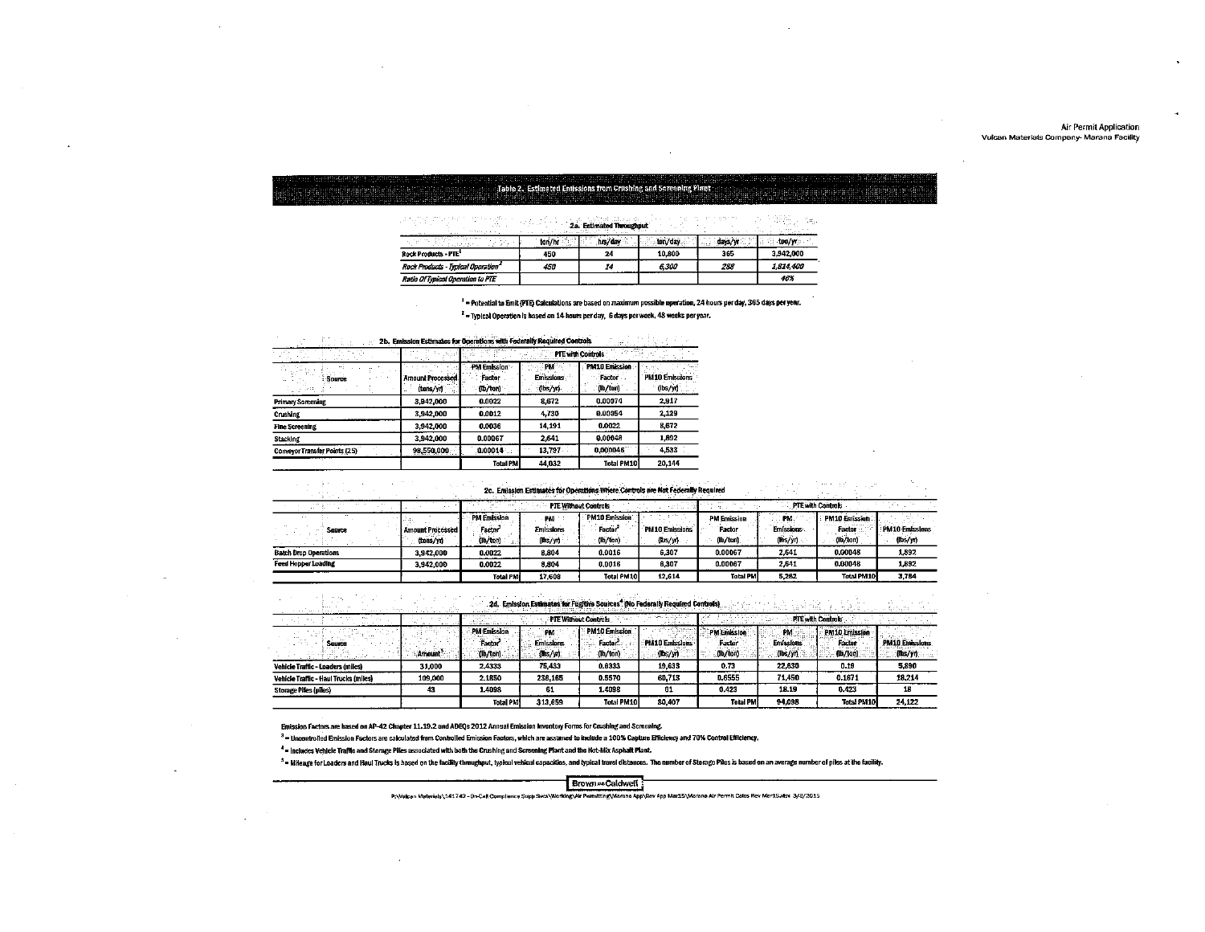## Table 2. Estimated Emissions from Crushing and Screening Plant

### 2a. Estimated Throughput

| | ton/hr | hrs/day | ton/day | days/yr | ton/yr |
|---|---|---|---|---|---|
| Rock Products - PTE[1] | 450 | 24 | 10,800 | 365 | 3,942,000 |
| *Rock Products - Typical Operation[2]* | *450* | *14* | *6,300* | *288* | *1,814,400* |
| *Ratio Of Typical Operation to PTE* | | | | | *46%* |

[1] = Potential to Emit (PTE) Calculations are based on maximum possible operation, 24 hours per day, 365 days per year.

[2] = Typical Operation is based on 14 hours per day, 6 days per week, 48 weeks per year.

### 2b. Emission Estimates for Operations with Federally Required Controls

| | | PTE with Controls | | | |
|---|---|---|---|---|---|
| Source | Amount Processed (tons/yr) | PM Emission Factor (lb/ton) | PM Emissions (lbs/yr) | PM10 Emission Factor (lb/ton) | PM10 Emissions (lbs/yr) |
| Primary Screening | 3,942,000 | 0.0022 | 8,672 | 0.00074 | 2,917 |
| Crushing | 3,942,000 | 0.0012 | 4,730 | 0.00054 | 2,129 |
| Fine Screening | 3,942,000 | 0.0036 | 14,191 | 0.0022 | 8,672 |
| Stacking | 3,942,000 | 0.00067 | 2,641 | 0.00048 | 1,892 |
| Conveyor Transfer Points (25) | 98,550,000 | 0.00014 | 13,797 | 0.000046 | 4,533 |
| | | Total PM | 44,032 | Total PM10 | 20,144 |

### 2c. Emission Estimates for Operations Where Controls are Not Federally Required

| | | PTE Without Controls | | | | PTE with Controls | | | |
|---|---|---|---|---|---|---|---|---|---|
| Source | Amount Processed (tons/yr) | PM Emission Factor[3] (lb/ton) | PM Emissions (lbs/yr) | PM10 Emission Factor[3] (lb/ton) | PM10 Emissions (lbs/yr) | PM Emission Factor (lb/ton) | PM Emissions (lbs/yr) | PM10 Emission Factor (lb/ton) | PM10 Emissions (lbs/yr) |
| Batch Drop Operations | 3,942,000 | 0.0022 | 8,804 | 0.0016 | 6,307 | 0.00067 | 2,641 | 0.00048 | 1,892 |
| Feed Hopper Loading | 3,942,000 | 0.0022 | 8,804 | 0.0016 | 6,307 | 0.00067 | 2,641 | 0.00048 | 1,892 |
| | | Total PM | 17,608 | Total PM10 | 12,614 | Total PM | 5,282 | Total PM10 | 3,784 |

### 2d. Emission Estimates for Fugitive Sources[4] (No Federally Required Controls)

| | | PTE Without Controls | | | | PTE with Controls | | | |
|---|---|---|---|---|---|---|---|---|---|
| Source | Amount[5] | PM Emission Factor[3] (lb/ton) | PM Emissions (lbs/yr) | PM10 Emission Factor[3] (lb/ton) | PM10 Emissions (lbs/yr) | PM Emission Factor (lb/ton) | PM Emissions (lbs/yr) | PM10 Emission Factor (lb/ton) | PM10 Emissions (lbs/yr) |
| Vehicle Traffic - Loaders (miles) | 31,000 | 2.4333 | 75,433 | 0.6333 | 19,633 | 0.73 | 22,630 | 0.19 | 5,890 |
| Vehicle Traffic - Haul Trucks (miles) | 109,000 | 2.1850 | 238,165 | 0.5570 | 60,713 | 0.6555 | 71,450 | 0.1671 | 18,214 |
| Storage Piles (piles) | 43 | 1.4098 | 61 | 1.4098 | 61 | 0.423 | 18.19 | 0.423 | 18 |
| | | Total PM | 313,659 | Total PM10 | 80,407 | Total PM | 94,098 | Total PM10 | 24,122 |

Emission Factors are based on AP-42 Chapter 11.19.2 and ADEQs 2012 Annual Emission Inventory Forms for Crushing and Screening.

[3] = Uncontrolled Emission Factors are calculated from Controlled Emission Factors, which are assumed to include a 100% Capture Efficiency and 70% Control Efficiency.

[4] = Includes Vehicle Traffic and Storage Piles associated with both the Crushing and Screening Plant and the Hot-Mix Asphalt Plant.

[5] = Mileage for Loaders and Haul Trucks is based on the facility throughput, typical vehical capacities, and typical travel distances. The number of Storage Piles is based on an average number of piles at the facility.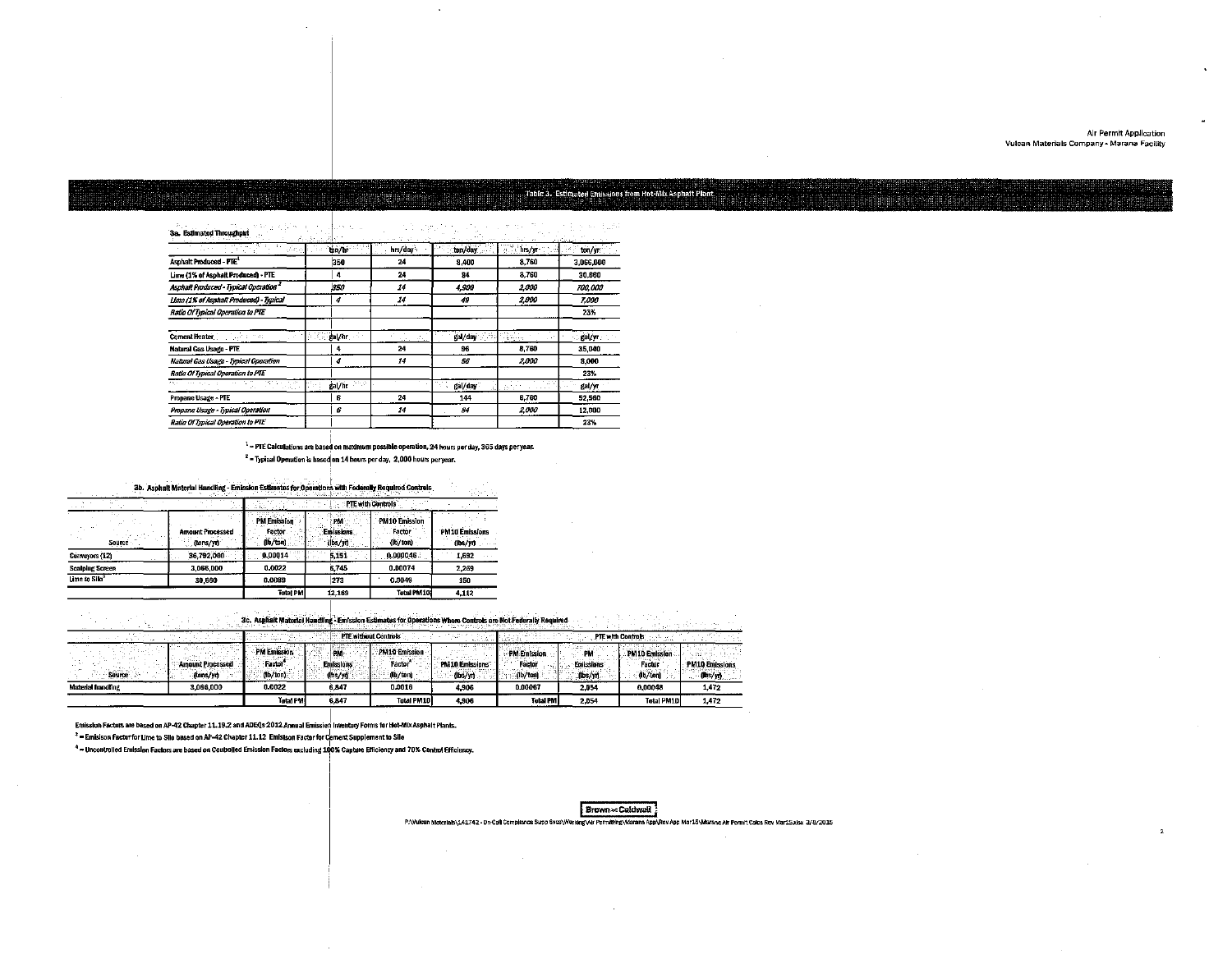## Table 3. Estimated Emissions from Hot-Mix Asphalt Plant

### 3a. Estimated Throughput

| | ton/hr | hrs/day | ton/day | hrs/yr | ton/yr |
|---|---|---|---|---|---|
| Asphalt Produced - PTE[1] | 350 | 24 | 8,400 | 8,760 | 3,066,000 |
| Lime (1% of Asphalt Produced) - PTE | 4 | 24 | 84 | 8,760 | 30,660 |
| *Asphalt Produced - Typical Operation*[2] | *350* | *14* | *4,900* | *2,000* | *700,000* |
| *Lime (1% of Asphalt Produced) - Typical* | *4* | *14* | *49* | *2,000* | *7,000* |
| *Ratio Of Typical Operation to PTE* | | | | | *23%* |
| | | | | | |
| Cement Heater | gal/hr | | gal/day | | gal/yr |
| Natural Gas Usage - PTE | 4 | 24 | 96 | 8,760 | 35,040 |
| *Natural Gas Usage - Typical Operation* | *4* | *14* | *56* | *2,000* | *8,000* |
| *Ratio Of Typical Operation to PTE* | | | | | *23%* |
| | gal/hr | | gal/day | | gal/yr |
| Propane Usage - PTE | 6 | 24 | 144 | 8,760 | 52,560 |
| *Propane Usage - Typical Operation* | *6* | *14* | *84* | *2,000* | *12,000* |
| *Ratio Of Typical Operation to PTE* | | | | | *23%* |

[1] = PTE Calculations are based on maximum possible operation, 24 hours per day, 365 days per year.

[2] = Typical Operation is based on 14 hours per day, 2,000 hours per year.

### 3b. Asphalt Material Handling - Emission Estimates for Operations with Federally Required Controls

| | | PTE with Controls | | | |
|---|---|---|---|---|---|
| Source | Amount Processed (tons/yr) | PM Emission Factor (lb/ton) | PM Emissions (lbs/yr) | PM10 Emission Factor (lb/ton) | PM10 Emissions (lbs/yr) |
| Conveyors (12) | 36,792,000 | 0.00014 | 5,151 | 0.000046 | 1,692 |
| Scalping Screen | 3,066,000 | 0.0022 | 6,745 | 0.00074 | 2,269 |
| Lime to Silo[3] | 30,660 | 0.0089 | 273 | 0.0049 | 150 |
| | | Total PM | 12,169 | Total PM10 | 4,112 |

### 3c. Asphalt Material Handling - Emission Estimates for Operations Where Controls are Not Federally Required

| | | PTE without Controls | | | | PTE with Controls | | | |
|---|---|---|---|---|---|---|---|---|---|
| Source | Amount Processed (tons/yr) | PM Emission Factor[4] (lb/ton) | PM Emissions (lbs/yr) | PM10 Emission Factor[4] (lb/ton) | PM10 Emissions (lbs/yr) | PM Emission Factor (lb/ton) | PM Emissions (lbs/yr) | PM10 Emission Factor (lb/ton) | PM10 Emissions (lbs/yr) |
| Material Handling | 3,066,000 | 0.0022 | 6,847 | 0.0016 | 4,906 | 0.00067 | 2,054 | 0.00048 | 1,472 |
| | | Total PM | 6,847 | Total PM10 | 4,906 | Total PM | 2,054 | Total PM10 | 1,472 |

Emission Factors are based on AP-42 Chapter 11.19.2 and ADEQs 2012 Annual Emission Inventory Forms for Hot-Mix Asphalt Plants.

[3] = Emission Factor for Lime to Silo based on AP-42 Chapter 11.12 Emission Factor for Cement Supplement to Silo

[4] = Uncontrolled Emission Factors are based on Controlled Emission Factors excluding 100% Capture Efficiency and 70% Control Efficiency.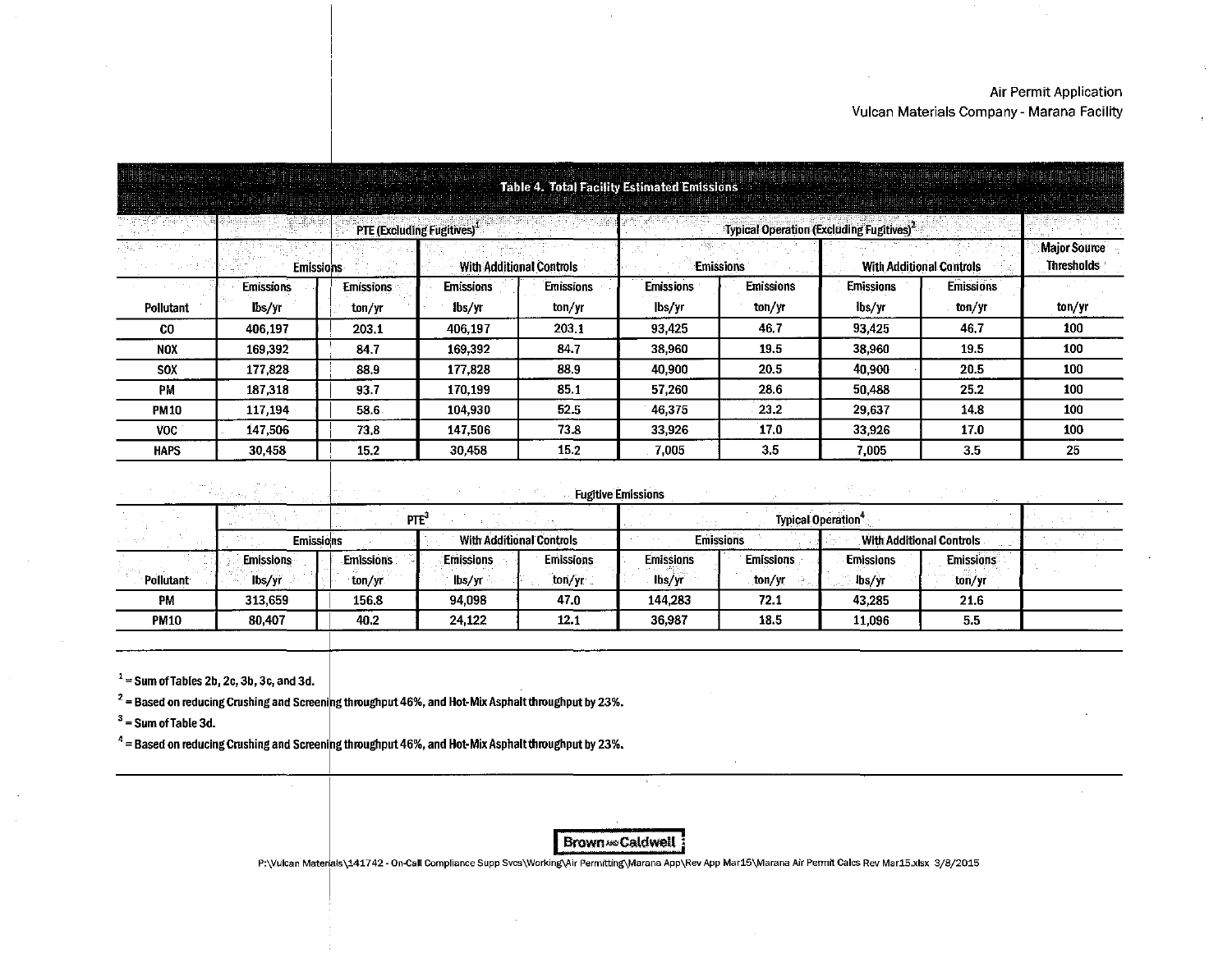## Table 4. Total Facility Estimated Emissions

| | PTE (Excluding Fugitives)[1] | | | | Typical Operation (Excluding Fugitives)[2] | | | | Major Source Thresholds |
|---|---|---|---|---|---|---|---|---|---|
| | Emissions | | With Additional Controls | | Emissions | | With Additional Controls | | |
| Pollutant | Emissions lbs/yr | Emissions ton/yr | Emissions lbs/yr | Emissions ton/yr | Emissions lbs/yr | Emissions ton/yr | Emissions lbs/yr | Emissions ton/yr | ton/yr |
| CO | 406,197 | 203.1 | 406,197 | 203.1 | 93,425 | 46.7 | 93,425 | 46.7 | 100 |
| NOX | 169,392 | 84.7 | 169,392 | 84.7 | 38,960 | 19.5 | 38,960 | 19.5 | 100 |
| SOX | 177,828 | 88.9 | 177,828 | 88.9 | 40,900 | 20.5 | 40,900 | 20.5 | 100 |
| PM | 187,318 | 93.7 | 170,199 | 85.1 | 57,260 | 28.6 | 50,488 | 25.2 | 100 |
| PM10 | 117,194 | 58.6 | 104,930 | 52.5 | 46,375 | 23.2 | 29,637 | 14.8 | 100 |
| VOC | 147,506 | 73.8 | 147,506 | 73.8 | 33,926 | 17.0 | 33,926 | 17.0 | 100 |
| HAPS | 30,458 | 15.2 | 30,458 | 15.2 | 7,005 | 3.5 | 7,005 | 3.5 | 25 |

### Fugitive Emissions

| | PTE[3] | | | | Typical Operation[4] | | | |
|---|---|---|---|---|---|---|---|---|
| | Emissions | | With Additional Controls | | Emissions | | With Additional Controls | |
| Pollutant | Emissions lbs/yr | Emissions ton/yr | Emissions lbs/yr | Emissions ton/yr | Emissions lbs/yr | Emissions ton/yr | Emissions lbs/yr | Emissions ton/yr |
| PM | 313,659 | 156.8 | 94,098 | 47.0 | 144,283 | 72.1 | 43,285 | 21.6 |
| PM10 | 80,407 | 40.2 | 24,122 | 12.1 | 36,987 | 18.5 | 11,096 | 5.5 |

[1] = Sum of Tables 2b, 2c, 3b, 3c, and 3d.

[2] = Based on reducing Crushing and Screening throughput 46%, and Hot-Mix Asphalt throughput by 23%.

[3] = Sum of Table 3d.

[4] = Based on reducing Crushing and Screening throughput 46%, and Hot-Mix Asphalt throughput by 23%.